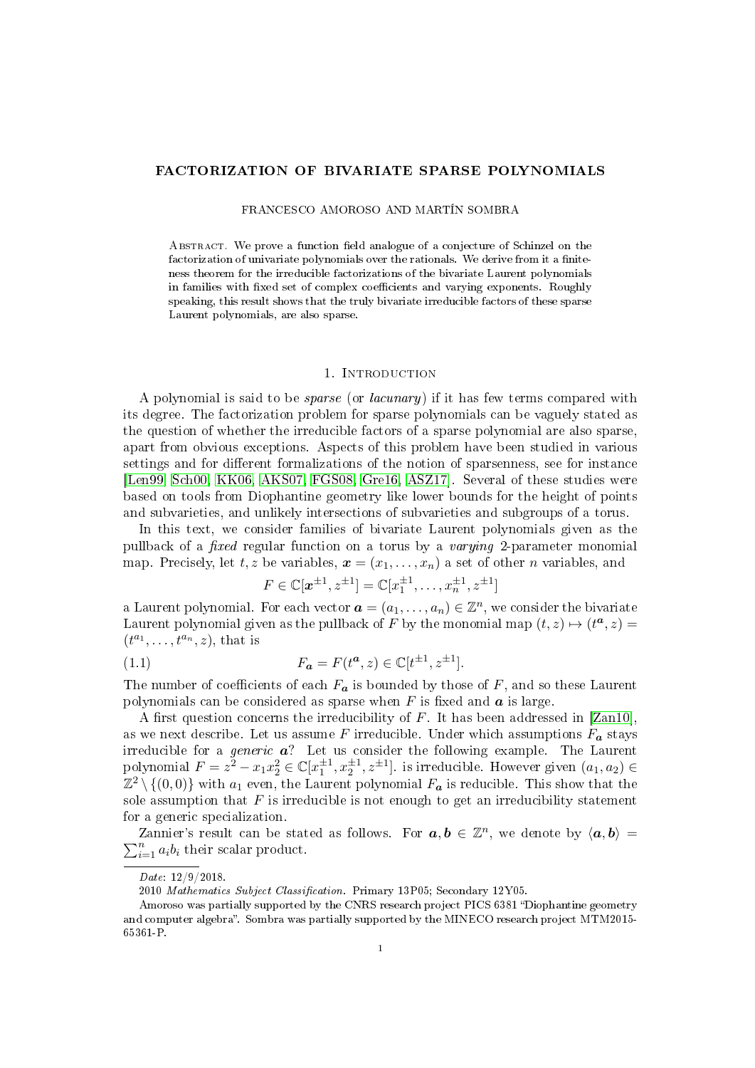# FACTORIZATION OF BIVARIATE SPARSE POLYNOMIALS

FRANCESCO AMOROSO AND MARTÍN SOMBRA

Abstract. We prove a function field analogue of a conjecture of Schinzel on the factorization of univariate polynomials over the rationals. We derive from it a finiteness theorem for the irreducible factorizations of the bivariate Laurent polynomials in families with fixed set of complex coefficients and varying exponents. Roughly speaking, this result shows that the truly bivariate irreducible factors of these sparse Laurent polynomials, are also sparse.

## 1. Introduction

A polynomial is said to be *sparse* (or *lacunary*) if it has few terms compared with its degree. The factorization problem for sparse polynomials can be vaguely stated as the question of whether the irreducible factors of a sparse polynomial are also sparse, apart from obvious exceptions. Aspects of this problem have been studied in various settings and for different formalizations of the notion of sparseness, see for instance [Len99, Sch00, KK06, AKS07, FGS08, Gre16, ASZ17]. Several of these studies were based on tools from Diophantine geometry like lower bounds for the height of points and subvarieties, and unlikely intersections of subvarieties and subgroups of a torus.

In this text, we consider families of bivariate Laurent polynomials given as the pullback of a *fixed* regular function on a torus by a *varying* 2-parameter monomial map. Precisely, let $t, z$ be variables, $\boldsymbol{x} = (x_1, \dots, x_n)$ a set of other $n$ variables, and

$$F \in \mathbb{C}[\boldsymbol{x}^{\pm 1}, z^{\pm 1}] = \mathbb{C}[x_1^{\pm 1}, \dots, x_n^{\pm 1}, z^{\pm 1}]$$

a Laurent polynomial. For each vector $\boldsymbol{a} = (a_1, \dots, a_n) \in \mathbb{Z}^n$, we consider the bivariate Laurent polynomial given as the pullback of $F$ by the monomial map $(t, z) \mapsto (t^{\boldsymbol{a}}, z) = (t^{a_1}, \dots, t^{a_n}, z)$, that is

$$F_{\boldsymbol{a}} = F(t^{\boldsymbol{a}}, z) \in \mathbb{C}[t^{\pm 1}, z^{\pm 1}]. \tag{1.1}$$

The number of coefficients of each $F_{\boldsymbol{a}}$ is bounded by those of $F$, and so these Laurent polynomials can be considered as sparse when $F$ is fixed and $\boldsymbol{a}$ is large.

A first question concerns the irreducibility of $F$. It has been addressed in [Zan10], as we next describe. Let us assume $F$ irreducible. Under which assumptions $F_{\boldsymbol{a}}$ stays irreducible for a *generic* $\boldsymbol{a}$? Let us consider the following example. The Laurent polynomial $F = z^2 - x_1 x_2^2 \in \mathbb{C}[x_1^{\pm 1}, x_2^{\pm 1}, z^{\pm 1}]$. is irreducible. However given $(a_1, a_2) \in \mathbb{Z}^2 \setminus \{(0, 0)\}$ with $a_1$ even, the Laurent polynomial $F_{\boldsymbol{a}}$ is reducible. This show that the sole assumption that $F$ is irreducible is not enough to get an irreducibility statement for a generic specialization.

Zannier's result can be stated as follows. For $\boldsymbol{a}, \boldsymbol{b} \in \mathbb{Z}^n$, we denote by $\langle \boldsymbol{a}, \boldsymbol{b} \rangle = \sum_{i=1}^n a_i b_i$ their scalar product.

*Date*: 12/9/2018.

2010 *Mathematics Subject Classification*. Primary 13P05; Secondary 12Y05.

Amoroso was partially supported by the CNRS research project PICS 6381 "Diophantine geometry and computer algebra". Sombra was partially supported by the MINECO research project MTM2015-65361-P.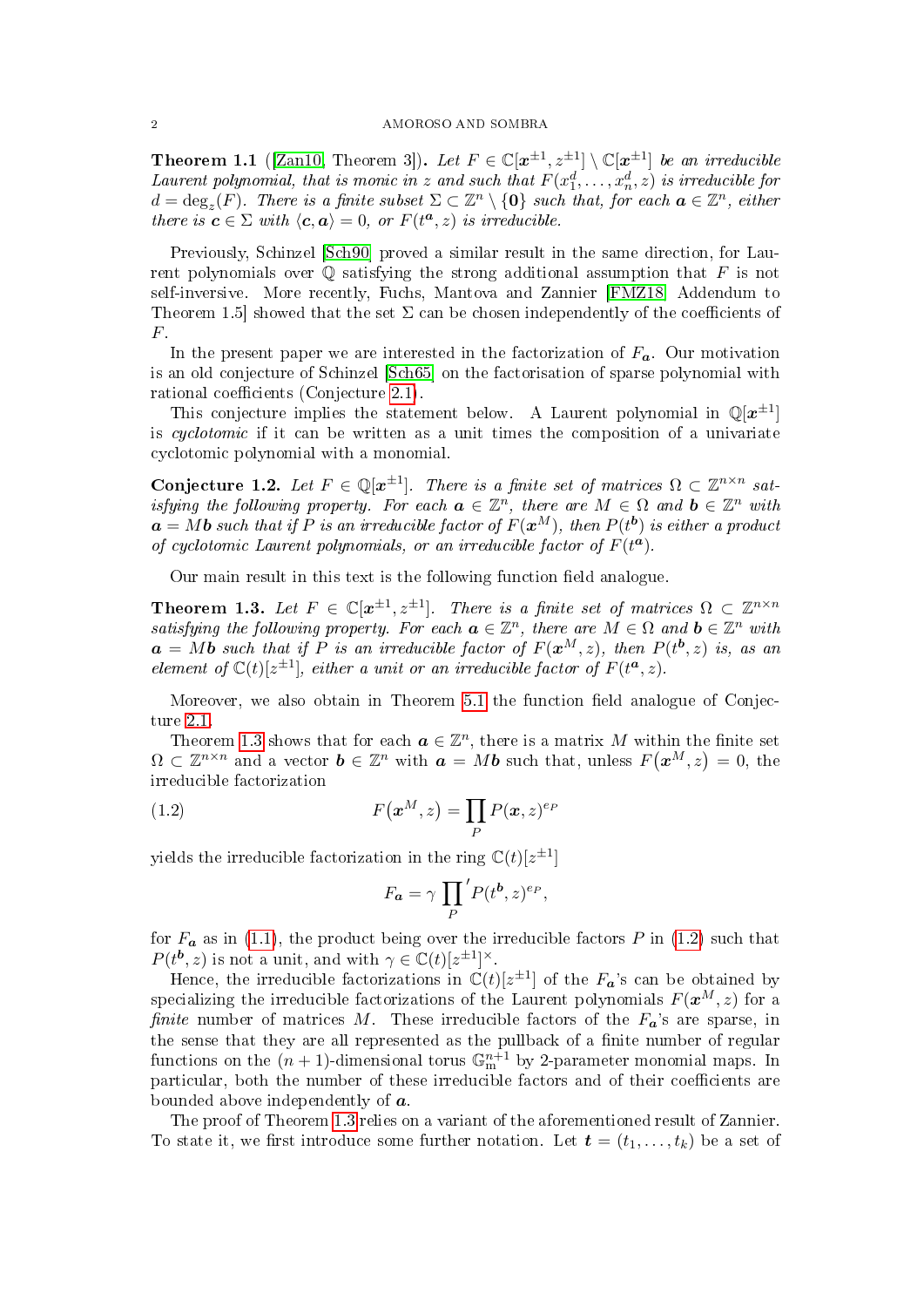**Theorem 1.1** ([Zan10, Theorem 3]). *Let $F \in \mathbb{C}[\boldsymbol{x}^{\pm 1}, z^{\pm 1}] \setminus \mathbb{C}[\boldsymbol{x}^{\pm 1}]$ be an irreducible Laurent polynomial, that is monic in $z$ and such that $F(x_1^d, \dots, x_n^d, z)$ is irreducible for $d = \deg_z(F)$. There is a finite subset $\Sigma \subset \mathbb{Z}^n \setminus \{\boldsymbol{0}\}$ such that, for each $\boldsymbol{a} \in \mathbb{Z}^n$, either there is $\boldsymbol{c} \in \Sigma$ with $\langle \boldsymbol{c}, \boldsymbol{a} \rangle = 0$, or $F(t^{\boldsymbol{a}}, z)$ is irreducible.*

Previously, Schinzel [Sch90] proved a similar result in the same direction, for Laurent polynomials over $\mathbb{Q}$ satisfying the strong additional assumption that $F$ is not self-inversive. More recently, Fuchs, Mantova and Zannier [FMZ18, Addendum to Theorem 1.5] showed that the set $\Sigma$ can be chosen independently of the coefficients of $F$.

In the present paper we are interested in the factorization of $F_{\boldsymbol{a}}$. Our motivation is an old conjecture of Schinzel [Sch65] on the factorisation of sparse polynomial with rational coefficients (Conjecture 2.1).

This conjecture implies the statement below. A Laurent polynomial in $\mathbb{Q}[\boldsymbol{x}^{\pm 1}]$ is *cyclotomic* if it can be written as a unit times the composition of a univariate cyclotomic polynomial with a monomial.

**Conjecture 1.2.** *Let $F \in \mathbb{Q}[\boldsymbol{x}^{\pm 1}]$. There is a finite set of matrices $\Omega \subset \mathbb{Z}^{n \times n}$ satisfying the following property. For each $\boldsymbol{a} \in \mathbb{Z}^n$, there are $M \in \Omega$ and $\boldsymbol{b} \in \mathbb{Z}^n$ with $\boldsymbol{a} = M\boldsymbol{b}$ such that if $P$ is an irreducible factor of $F(\boldsymbol{x}^M)$, then $P(t^{\boldsymbol{b}})$ is either a product of cyclotomic Laurent polynomials, or an irreducible factor of $F(t^{\boldsymbol{a}})$.*

Our main result in this text is the following function field analogue.

**Theorem 1.3.** *Let $F \in \mathbb{C}[\boldsymbol{x}^{\pm 1}, z^{\pm 1}]$. There is a finite set of matrices $\Omega \subset \mathbb{Z}^{n \times n}$ satisfying the following property. For each $\boldsymbol{a} \in \mathbb{Z}^n$, there are $M \in \Omega$ and $\boldsymbol{b} \in \mathbb{Z}^n$ with $\boldsymbol{a} = M\boldsymbol{b}$ such that if $P$ is an irreducible factor of $F(\boldsymbol{x}^M, z)$, then $P(t^{\boldsymbol{b}}, z)$ is, as an element of $\mathbb{C}(t)[z^{\pm 1}]$, either a unit or an irreducible factor of $F(t^{\boldsymbol{a}}, z)$.*

Moreover, we also obtain in Theorem 5.1 the function field analogue of Conjecture 2.1.

Theorem 1.3 shows that for each $\boldsymbol{a} \in \mathbb{Z}^n$, there is a matrix $M$ within the finite set $\Omega \subset \mathbb{Z}^{n \times n}$ and a vector $\boldsymbol{b} \in \mathbb{Z}^n$ with $\boldsymbol{a} = M\boldsymbol{b}$ such that, unless $F(\boldsymbol{x}^M, z) = 0$, the irreducible factorization

$$F(\boldsymbol{x}^M, z) = \prod_P P(\boldsymbol{x}, z)^{e_P} \tag{1.2}$$

yields the irreducible factorization in the ring $\mathbb{C}(t)[z^{\pm 1}]$

$$F_{\boldsymbol{a}} = \gamma \prod_P{}' P(t^{\boldsymbol{b}}, z)^{e_P},$$

for $F_{\boldsymbol{a}}$ as in (1.1), the product being over the irreducible factors $P$ in (1.2) such that $P(t^{\boldsymbol{b}}, z)$ is not a unit, and with $\gamma \in \mathbb{C}(t)[z^{\pm 1}]^{\times}$.

Hence, the irreducible factorizations in $\mathbb{C}(t)[z^{\pm 1}]$ of the $F_{\boldsymbol{a}}$'s can be obtained by specializing the irreducible factorizations of the Laurent polynomials $F(\boldsymbol{x}^M, z)$ for a *finite* number of matrices $M$. These irreducible factors of the $F_{\boldsymbol{a}}$'s are sparse, in the sense that they are all represented as the pullback of a finite number of regular functions on the $(n+1)$-dimensional torus $\mathbb{G}_{\mathrm{m}}^{n+1}$ by 2-parameter monomial maps. In particular, both the number of these irreducible factors and of their coefficients are bounded above independently of $\boldsymbol{a}$.

The proof of Theorem 1.3 relies on a variant of the aforementioned result of Zannier. To state it, we first introduce some further notation. Let $\boldsymbol{t} = (t_1, \dots, t_k)$ be a set of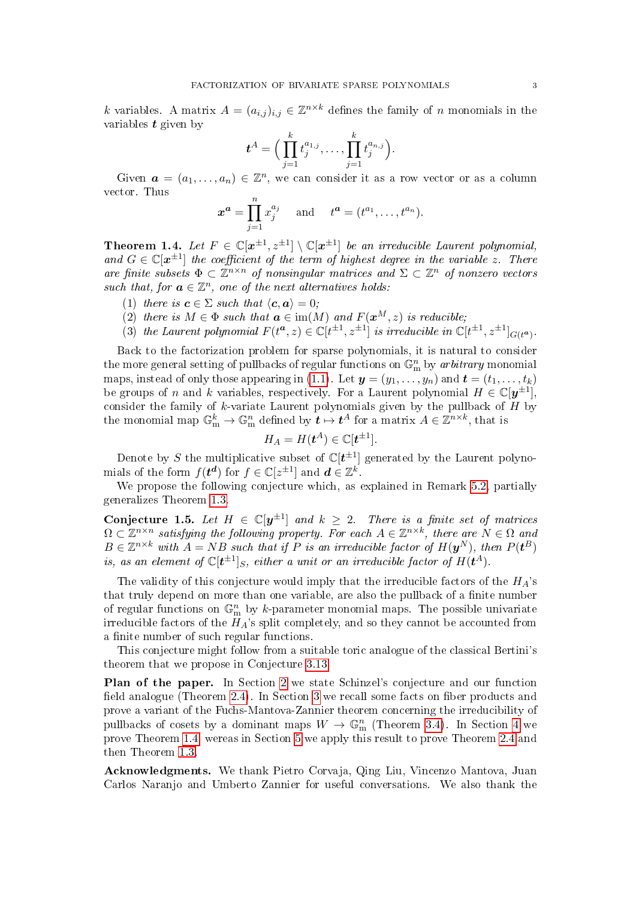$k$ variables. A matrix $A = (a_{i,j})_{i,j} \in \mathbb{Z}^{n\times k}$ defines the family of $n$ monomials in the variables $\boldsymbol{t}$ given by

$$\boldsymbol{t}^A = \Big(\prod_{j=1}^{k} t_j^{a_{1,j}}, \dots, \prod_{j=1}^{k} t_j^{a_{n,j}}\Big).$$

Given $\boldsymbol{a} = (a_1, \dots, a_n) \in \mathbb{Z}^n$, we can consider it as a row vector or as a column vector. Thus

$$\boldsymbol{x}^{\boldsymbol{a}} = \prod_{j=1}^{n} x_j^{a_j} \quad \text{ and } \quad t^{\boldsymbol{a}} = (t^{a_1}, \dots, t^{a_n}).$$

**Theorem 1.4.** *Let $F \in \mathbb{C}[\boldsymbol{x}^{\pm 1}, z^{\pm 1}] \setminus \mathbb{C}[\boldsymbol{x}^{\pm 1}]$ be an irreducible Laurent polynomial, and $G \in \mathbb{C}[\boldsymbol{x}^{\pm 1}]$ the coefficient of the term of highest degree in the variable $z$. There are finite subsets $\Phi \subset \mathbb{Z}^{n\times n}$ of nonsingular matrices and $\Sigma \subset \mathbb{Z}^n$ of nonzero vectors such that, for $\boldsymbol{a} \in \mathbb{Z}^n$, one of the next alternatives holds:*

1. *there is $\boldsymbol{c} \in \Sigma$ such that $\langle \boldsymbol{c}, \boldsymbol{a}\rangle = 0$;*
2. *there is $M \in \Phi$ such that $\boldsymbol{a} \in \operatorname{im}(M)$ and $F(\boldsymbol{x}^M, z)$ is reducible;*
3. *the Laurent polynomial $F(t^{\boldsymbol{a}}, z) \in \mathbb{C}[t^{\pm 1}, z^{\pm 1}]$ is irreducible in $\mathbb{C}[t^{\pm 1}, z^{\pm 1}]_{G(t^{\boldsymbol{a}})}$.*

Back to the factorization problem for sparse polynomials, it is natural to consider the more general setting of pullbacks of regular functions on $\mathbb{G}_{\mathrm{m}}^n$ by *arbitrary* monomial maps, instead of only those appearing in (1.1). Let $\boldsymbol{y} = (y_1, \dots, y_n)$ and $\boldsymbol{t} = (t_1, \dots, t_k)$ be groups of $n$ and $k$ variables, respectively. For a Laurent polynomial $H \in \mathbb{C}[\boldsymbol{y}^{\pm 1}]$, consider the family of $k$-variate Laurent polynomials given by the pullback of $H$ by the monomial map $\mathbb{G}_{\mathrm{m}}^k \to \mathbb{G}_{\mathrm{m}}^n$ defined by $\boldsymbol{t} \mapsto \boldsymbol{t}^A$ for a matrix $A \in \mathbb{Z}^{n\times k}$, that is

$$H_A = H(\boldsymbol{t}^A) \in \mathbb{C}[\boldsymbol{t}^{\pm 1}].$$

Denote by $S$ the multiplicative subset of $\mathbb{C}[\boldsymbol{t}^{\pm 1}]$ generated by the Laurent polynomials of the form $f(\boldsymbol{t}^{\boldsymbol{d}})$ for $f \in \mathbb{C}[z^{\pm 1}]$ and $\boldsymbol{d} \in \mathbb{Z}^k$.

We propose the following conjecture which, as explained in Remark 5.2, partially generalizes Theorem 1.3.

**Conjecture 1.5.** *Let $H \in \mathbb{C}[\boldsymbol{y}^{\pm 1}]$ and $k \geq 2$. There is a finite set of matrices $\Omega \subset \mathbb{Z}^{n\times n}$ satisfying the following property. For each $A \in \mathbb{Z}^{n\times k}$, there are $N \in \Omega$ and $B \in \mathbb{Z}^{n\times k}$ with $A = NB$ such that if $P$ is an irreducible factor of $H(\boldsymbol{y}^N)$, then $P(\boldsymbol{t}^B)$ is, as an element of $\mathbb{C}[\boldsymbol{t}^{\pm 1}]_S$, either a unit or an irreducible factor of $H(\boldsymbol{t}^A)$.*

The validity of this conjecture would imply that the irreducible factors of the $H_A$'s that truly depend on more than one variable, are also the pullback of a finite number of regular functions on $\mathbb{G}_{\mathrm{m}}^n$ by $k$-parameter monomial maps. The possible univariate irreducible factors of the $H_A$'s split completely, and so they cannot be accounted from a finite number of such regular functions.

This conjecture might follow from a suitable toric analogue of the classical Bertini's theorem that we propose in Conjecture 3.13.

**Plan of the paper.** In Section 2 we state Schinzel's conjecture and our function field analogue (Theorem 2.4). In Section 3 we recall some facts on fiber products and prove a variant of the Fuchs-Mantova-Zannier theorem concerning the irreducibility of pullbacks of cosets by a dominant maps $W \to \mathbb{G}_{\mathrm{m}}^n$ (Theorem 3.4). In Section 4 we prove Theorem 1.4, wereas in Section 5 we apply this result to prove Theorem 2.4 and then Theorem 1.3.

**Acknowledgments.** We thank Pietro Corvaja, Qing Liu, Vincenzo Mantova, Juan Carlos Naranjo and Umberto Zannier for useful conversations. We also thank the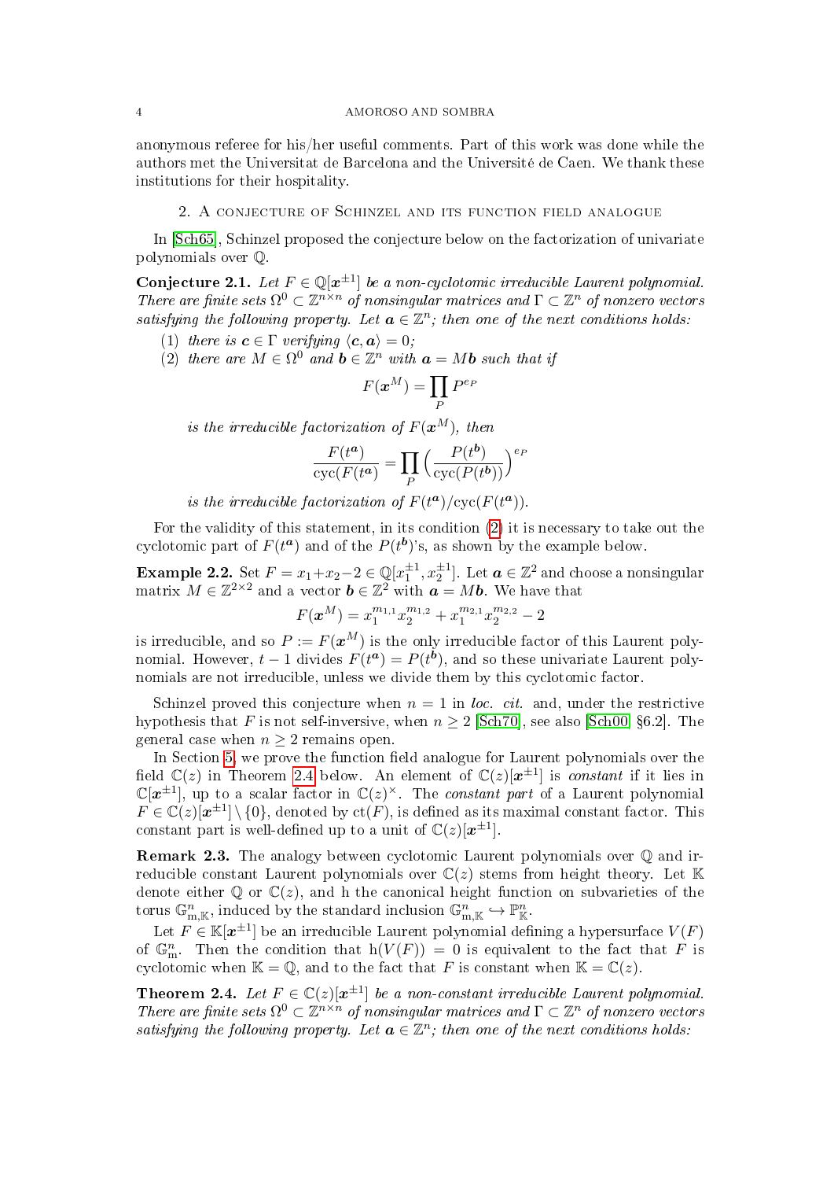anonymous referee for his/her useful comments. Part of this work was done while the authors met the Universitat de Barcelona and the Université de Caen. We thank these institutions for their hospitality.

## 2. A conjecture of Schinzel and its function field analogue

In [Sch65], Schinzel proposed the conjecture below on the factorization of univariate polynomials over $\mathbb{Q}$.

**Conjecture 2.1.** *Let $F \in \mathbb{Q}[\boldsymbol{x}^{\pm 1}]$ be a non-cyclotomic irreducible Laurent polynomial. There are finite sets $\Omega^0 \subset \mathbb{Z}^{n\times n}$ of nonsingular matrices and $\Gamma \subset \mathbb{Z}^n$ of nonzero vectors satisfying the following property. Let $\boldsymbol{a} \in \mathbb{Z}^n$; then one of the next conditions holds:*

1. *there is $\boldsymbol{c} \in \Gamma$ verifying $\langle \boldsymbol{c}, \boldsymbol{a}\rangle = 0$;*
2. *there are $M \in \Omega^0$ and $\boldsymbol{b} \in \mathbb{Z}^n$ with $\boldsymbol{a} = M\boldsymbol{b}$ such that if*
$$F(\boldsymbol{x}^M) = \prod_P P^{e_P}$$
*is the irreducible factorization of $F(\boldsymbol{x}^M)$, then*
$$\frac{F(t^{\boldsymbol{a}})}{\mathrm{cyc}(F(t^{\boldsymbol{a}})} = \prod_P \Big(\frac{P(t^{\boldsymbol{b}})}{\mathrm{cyc}(P(t^{\boldsymbol{b}}))}\Big)^{e_P}$$
*is the irreducible factorization of $F(t^{\boldsymbol{a}})/\mathrm{cyc}(F(t^{\boldsymbol{a}}))$.*

For the validity of this statement, in its condition (2) it is necessary to take out the cyclotomic part of $F(t^{\boldsymbol{a}})$ and of the $P(t^{\boldsymbol{b}})$'s, as shown by the example below.

**Example 2.2.** Set $F = x_1+x_2-2 \in \mathbb{Q}[x_1^{\pm 1}, x_2^{\pm 1}]$. Let $\boldsymbol{a} \in \mathbb{Z}^2$ and choose a nonsingular matrix $M \in \mathbb{Z}^{2\times 2}$ and a vector $\boldsymbol{b} \in \mathbb{Z}^2$ with $\boldsymbol{a} = M\boldsymbol{b}$. We have that
$$F(\boldsymbol{x}^M) = x_1^{m_{1,1}}x_2^{m_{1,2}} + x_1^{m_{2,1}}x_2^{m_{2,2}} - 2$$
is irreducible, and so $P := F(\boldsymbol{x}^M)$ is the only irreducible factor of this Laurent polynomial. However, $t-1$ divides $F(t^{\boldsymbol{a}}) = P(t^{\boldsymbol{b}})$, and so these univariate Laurent polynomials are not irreducible, unless we divide them by this cyclotomic factor.

Schinzel proved this conjecture when $n = 1$ in *loc. cit.* and, under the restrictive hypothesis that $F$ is not self-inversive, when $n \geq 2$ [Sch70], see also [Sch00, §6.2]. The general case when $n \geq 2$ remains open.

In Section 5, we prove the function field analogue for Laurent polynomials over the field $\mathbb{C}(z)$ in Theorem 2.4 below. An element of $\mathbb{C}(z)[\boldsymbol{x}^{\pm 1}]$ is *constant* if it lies in $\mathbb{C}[\boldsymbol{x}^{\pm 1}]$, up to a scalar factor in $\mathbb{C}(z)^\times$. The *constant part* of a Laurent polynomial $F \in \mathbb{C}(z)[\boldsymbol{x}^{\pm 1}] \setminus \{0\}$, denoted by $\mathrm{ct}(F)$, is defined as its maximal constant factor. This constant part is well-defined up to a unit of $\mathbb{C}(z)[\boldsymbol{x}^{\pm 1}]$.

**Remark 2.3.** The analogy between cyclotomic Laurent polynomials over $\mathbb{Q}$ and irreducible constant Laurent polynomials over $\mathbb{C}(z)$ stems from height theory. Let $\mathbb{K}$ denote either $\mathbb{Q}$ or $\mathbb{C}(z)$, and h the canonical height function on subvarieties of the torus $\mathbb{G}_{\mathrm{m},\mathbb{K}}^n$, induced by the standard inclusion $\mathbb{G}_{\mathrm{m},\mathbb{K}}^n \hookrightarrow \mathbb{P}_{\mathbb{K}}^n$.

Let $F \in \mathbb{K}[\boldsymbol{x}^{\pm 1}]$ be an irreducible Laurent polynomial defining a hypersurface $V(F)$ of $\mathbb{G}_{\mathrm{m}}^n$. Then the condition that $\mathrm{h}(V(F)) = 0$ is equivalent to the fact that $F$ is cyclotomic when $\mathbb{K} = \mathbb{Q}$, and to the fact that $F$ is constant when $\mathbb{K} = \mathbb{C}(z)$.

**Theorem 2.4.** *Let $F \in \mathbb{C}(z)[\boldsymbol{x}^{\pm 1}]$ be a non-constant irreducible Laurent polynomial. There are finite sets $\Omega^0 \subset \mathbb{Z}^{n\times n}$ of nonsingular matrices and $\Gamma \subset \mathbb{Z}^n$ of nonzero vectors satisfying the following property. Let $\boldsymbol{a} \in \mathbb{Z}^n$; then one of the next conditions holds:*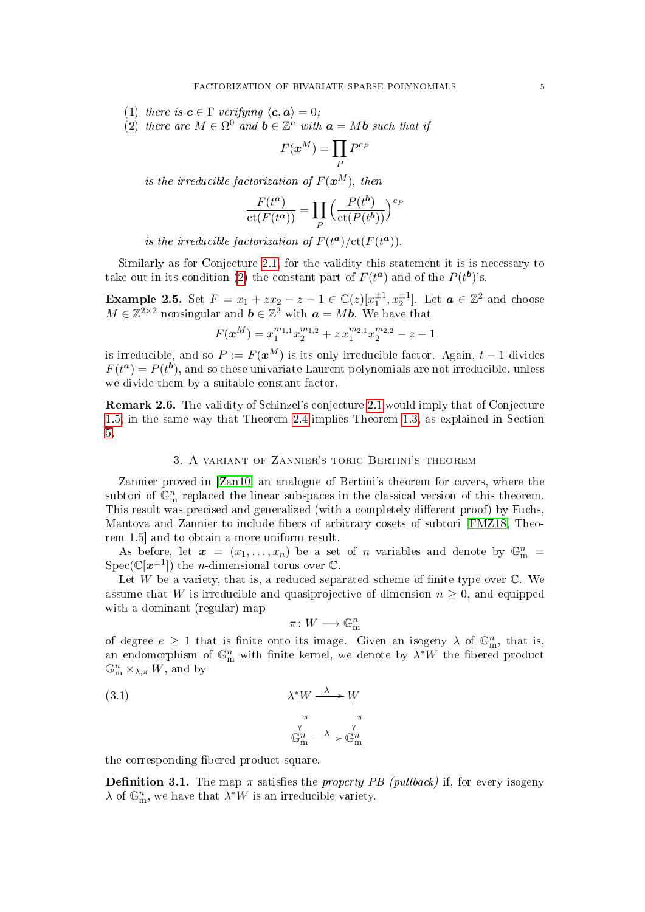(1) *there is* $\boldsymbol{c} \in \Gamma$ *verifying* $\langle \boldsymbol{c}, \boldsymbol{a} \rangle = 0$*;*
(2) *there are* $M \in \Omega^0$ *and* $\boldsymbol{b} \in \mathbb{Z}^n$ *with* $\boldsymbol{a} = M\boldsymbol{b}$ *such that if*

$$F(\boldsymbol{x}^M) = \prod_P P^{e_P}$$

*is the irreducible factorization of* $F(\boldsymbol{x}^M)$*, then*

$$\frac{F(t^{\boldsymbol{a}})}{\mathrm{ct}(F(t^{\boldsymbol{a}}))} = \prod_P \Big(\frac{P(t^{\boldsymbol{b}})}{\mathrm{ct}(P(t^{\boldsymbol{b}}))}\Big)^{e_P}$$

*is the irreducible factorization of* $F(t^{\boldsymbol{a}})/\mathrm{ct}(F(t^{\boldsymbol{a}}))$*.*

Similarly as for Conjecture 2.1, for the validity this statement it is is necessary to take out in its condition (2) the constant part of $F(t^{\boldsymbol{a}})$ and of the $P(t^{\boldsymbol{b}})$'s.

**Example 2.5.** Set $F = x_1 + zx_2 - z - 1 \in \mathbb{C}(z)[x_1^{\pm 1}, x_2^{\pm 1}]$. Let $\boldsymbol{a} \in \mathbb{Z}^2$ and choose $M \in \mathbb{Z}^{2\times 2}$ nonsingular and $\boldsymbol{b} \in \mathbb{Z}^2$ with $\boldsymbol{a} = M\boldsymbol{b}$. We have that

$$F(\boldsymbol{x}^M) = x_1^{m_{1,1}} x_2^{m_{1,2}} + z\, x_1^{m_{2,1}} x_2^{m_{2,2}} - z - 1$$

is irreducible, and so $P := F(\boldsymbol{x}^M)$ is its only irreducible factor. Again, $t-1$ divides $F(t^{\boldsymbol{a}}) = P(t^{\boldsymbol{b}})$, and so these univariate Laurent polynomials are not irreducible, unless we divide them by a suitable constant factor.

**Remark 2.6.** The validity of Schinzel's conjecture 2.1 would imply that of Conjecture 1.5, in the same way that Theorem 2.4 implies Theorem 1.3, as explained in Section 5.

## 3. A variant of Zannier's toric Bertini's theorem

Zannier proved in [Zan10] an analogue of Bertini's theorem for covers, where the subtori of $\mathbb{G}_{\mathrm{m}}^n$ replaced the linear subspaces in the classical version of this theorem. This result was precised and generalized (with a completely different proof) by Fuchs, Mantova and Zannier to include fibers of arbitrary cosets of subtori [FMZ18, Theorem 1.5] and to obtain a more uniform result.

As before, let $\boldsymbol{x} = (x_1, \dots, x_n)$ be a set of $n$ variables and denote by $\mathbb{G}_{\mathrm{m}}^n = \mathrm{Spec}(\mathbb{C}[\boldsymbol{x}^{\pm 1}])$ the $n$-dimensional torus over $\mathbb{C}$.

Let $W$ be a variety, that is, a reduced separated scheme of finite type over $\mathbb{C}$. We assume that $W$ is irreducible and quasiprojective of dimension $n \geq 0$, and equipped with a dominant (regular) map

$$\pi \colon W \longrightarrow \mathbb{G}_{\mathrm{m}}^n$$

of degree $e \geq 1$ that is finite onto its image. Given an isogeny $\lambda$ of $\mathbb{G}_{\mathrm{m}}^n$, that is, an endomorphism of $\mathbb{G}_{\mathrm{m}}^n$ with finite kernel, we denote by $\lambda^* W$ the fibered product $\mathbb{G}_{\mathrm{m}}^n \times_{\lambda,\pi} W$, and by

$$\begin{array}{ccc} \lambda^* W & \xrightarrow{\lambda} & W \\ \big\downarrow{\scriptstyle \pi} & & \big\downarrow{\scriptstyle \pi} \\ \mathbb{G}_{\mathrm{m}}^n & \xrightarrow{\lambda} & \mathbb{G}_{\mathrm{m}}^n \end{array} \tag{3.1}$$

the corresponding fibered product square.

**Definition 3.1.** The map $\pi$ satisfies the *property PB (pullback)* if, for every isogeny $\lambda$ of $\mathbb{G}_{\mathrm{m}}^n$, we have that $\lambda^* W$ is an irreducible variety.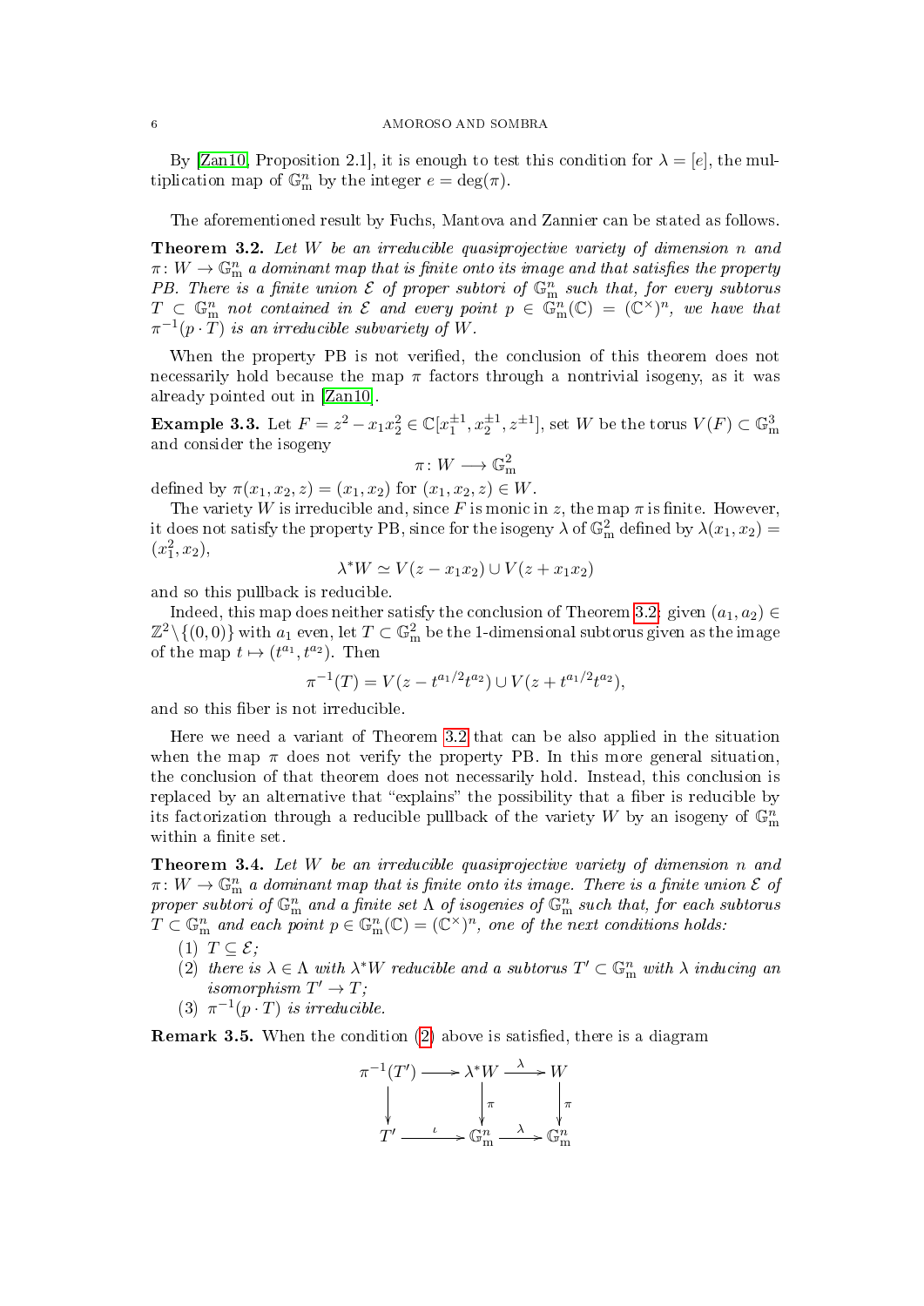By [Zan10, Proposition 2.1], it is enough to test this condition for $\lambda = [e]$, the multiplication map of $\mathbb{G}_{\mathrm{m}}^n$ by the integer $e = \deg(\pi)$.

The aforementioned result by Fuchs, Mantova and Zannier can be stated as follows.

**Theorem 3.2.** *Let $W$ be an irreducible quasiprojective variety of dimension $n$ and $\pi\colon W \to \mathbb{G}_{\mathrm{m}}^n$ a dominant map that is finite onto its image and that satisfies the property PB. There is a finite union $\mathcal{E}$ of proper subtori of $\mathbb{G}_{\mathrm{m}}^n$ such that, for every subtorus $T \subset \mathbb{G}_{\mathrm{m}}^n$ not contained in $\mathcal{E}$ and every point $p \in \mathbb{G}_{\mathrm{m}}^n(\mathbb{C}) = (\mathbb{C}^\times)^n$, we have that $\pi^{-1}(p\cdot T)$ is an irreducible subvariety of $W$.*

When the property PB is not verified, the conclusion of this theorem does not necessarily hold because the map $\pi$ factors through a nontrivial isogeny, as it was already pointed out in [Zan10].

**Example 3.3.** Let $F = z^2 - x_1x_2^2 \in \mathbb{C}[x_1^{\pm 1}, x_2^{\pm 1}, z^{\pm 1}]$, set $W$ be the torus $V(F) \subset \mathbb{G}_{\mathrm{m}}^3$ and consider the isogeny

$$\pi\colon W \longrightarrow \mathbb{G}_{\mathrm{m}}^2$$

defined by $\pi(x_1, x_2, z) = (x_1, x_2)$ for $(x_1, x_2, z) \in W$.

The variety $W$ is irreducible and, since $F$ is monic in $z$, the map $\pi$ is finite. However, it does not satisfy the property PB, since for the isogeny $\lambda$ of $\mathbb{G}_{\mathrm{m}}^2$ defined by $\lambda(x_1, x_2) = (x_1^2, x_2)$,

$$\lambda^* W \simeq V(z - x_1x_2) \cup V(z + x_1x_2)$$

and so this pullback is reducible.

Indeed, this map does neither satisfy the conclusion of Theorem 3.2: given $(a_1, a_2) \in \mathbb{Z}^2 \setminus \{(0,0)\}$ with $a_1$ even, let $T \subset \mathbb{G}_{\mathrm{m}}^2$ be the 1-dimensional subtorus given as the image of the map $t \mapsto (t^{a_1}, t^{a_2})$. Then

$$\pi^{-1}(T) = V(z - t^{a_1/2}t^{a_2}) \cup V(z + t^{a_1/2}t^{a_2}),$$

and so this fiber is not irreducible.

Here we need a variant of Theorem 3.2 that can be also applied in the situation when the map $\pi$ does not verify the property PB. In this more general situation, the conclusion of that theorem does not necessarily hold. Instead, this conclusion is replaced by an alternative that "explains" the possibility that a fiber is reducible by its factorization through a reducible pullback of the variety $W$ by an isogeny of $\mathbb{G}_{\mathrm{m}}^n$ within a finite set.

**Theorem 3.4.** *Let $W$ be an irreducible quasiprojective variety of dimension $n$ and $\pi\colon W \to \mathbb{G}_{\mathrm{m}}^n$ a dominant map that is finite onto its image. There is a finite union $\mathcal{E}$ of proper subtori of $\mathbb{G}_{\mathrm{m}}^n$ and a finite set $\Lambda$ of isogenies of $\mathbb{G}_{\mathrm{m}}^n$ such that, for each subtorus $T \subset \mathbb{G}_{\mathrm{m}}^n$ and each point $p \in \mathbb{G}_{\mathrm{m}}^n(\mathbb{C}) = (\mathbb{C}^\times)^n$, one of the next conditions holds:*

1. *$T \subseteq \mathcal{E}$;*
2. *there is $\lambda \in \Lambda$ with $\lambda^* W$ reducible and a subtorus $T' \subset \mathbb{G}_{\mathrm{m}}^n$ with $\lambda$ inducing an isomorphism $T' \to T$;*
3. *$\pi^{-1}(p \cdot T)$ is irreducible.*

**Remark 3.5.** When the condition (2) above is satisfied, there is a diagram

$$\begin{array}{ccccc}
\pi^{-1}(T') & \longrightarrow & \lambda^* W & \xrightarrow{\ \lambda\ } & W \\
\big\downarrow & & \big\downarrow{\scriptstyle \pi} & & \big\downarrow{\scriptstyle \pi} \\
T' & \xrightarrow{\ \iota\ } & \mathbb{G}_{\mathrm{m}}^n & \xrightarrow{\ \lambda\ } & \mathbb{G}_{\mathrm{m}}^n
\end{array}$$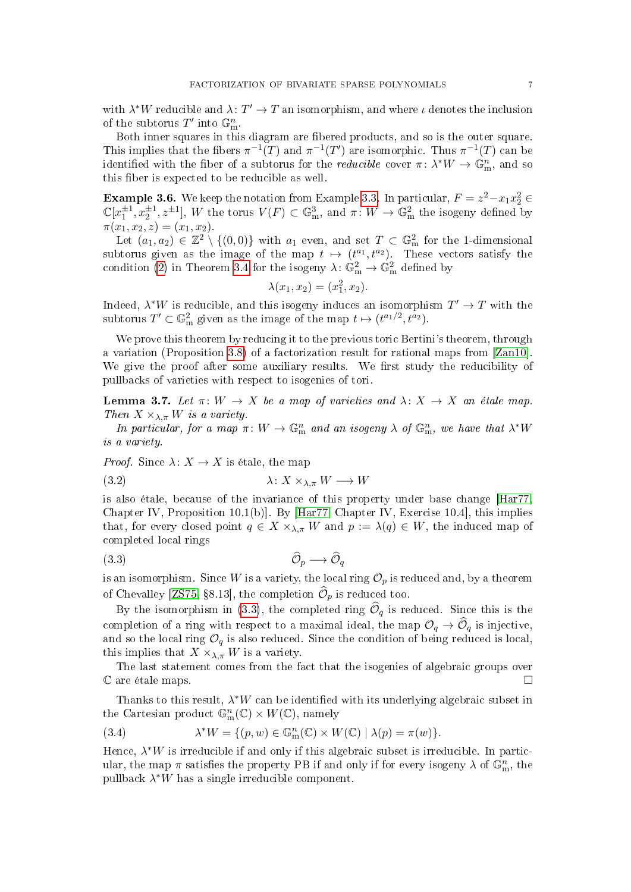with $\lambda^* W$ reducible and $\lambda \colon T' \to T$ an isomorphism, and where $\iota$ denotes the inclusion of the subtorus $T'$ into $\mathbb{G}_{\mathrm{m}}^n$.

Both inner squares in this diagram are fibered products, and so is the outer square. This implies that the fibers $\pi^{-1}(T)$ and $\pi^{-1}(T')$ are isomorphic. Thus $\pi^{-1}(T)$ can be identified with the fiber of a subtorus for the *reducible* cover $\pi \colon \lambda^* W \to \mathbb{G}_{\mathrm{m}}^n$, and so this fiber is expected to be reducible as well.

**Example 3.6.** We keep the notation from Example 3.3. In particular, $F = z^2 - x_1 x_2^2 \in \mathbb{C}[x_1^{\pm 1}, x_2^{\pm 1}, z^{\pm 1}]$, $W$ the torus $V(F) \subset \mathbb{G}_{\mathrm{m}}^3$, and $\pi \colon W \to \mathbb{G}_{\mathrm{m}}^2$ the isogeny defined by $\pi(x_1, x_2, z) = (x_1, x_2)$.

Let $(a_1, a_2) \in \mathbb{Z}^2 \setminus \{(0,0)\}$ with $a_1$ even, and set $T \subset \mathbb{G}_{\mathrm{m}}^2$ for the 1-dimensional subtorus given as the image of the map $t \mapsto (t^{a_1}, t^{a_2})$. These vectors satisfy the condition (2) in Theorem 3.4 for the isogeny $\lambda \colon \mathbb{G}_{\mathrm{m}}^2 \to \mathbb{G}_{\mathrm{m}}^2$ defined by

$$\lambda(x_1, x_2) = (x_1^2, x_2).$$

Indeed, $\lambda^* W$ is reducible, and this isogeny induces an isomorphism $T' \to T$ with the subtorus $T' \subset \mathbb{G}_{\mathrm{m}}^2$ given as the image of the map $t \mapsto (t^{a_1/2}, t^{a_2})$.

We prove this theorem by reducing it to the previous toric Bertini's theorem, through a variation (Proposition 3.8) of a factorization result for rational maps from [Zan10]. We give the proof after some auxiliary results. We first study the reducibility of pullbacks of varieties with respect to isogenies of tori.

**Lemma 3.7.** *Let $\pi \colon W \to X$ be a map of varieties and $\lambda \colon X \to X$ an étale map. Then $X \times_{\lambda, \pi} W$ is a variety.*

*In particular, for a map $\pi \colon W \to \mathbb{G}_{\mathrm{m}}^n$ and an isogeny $\lambda$ of $\mathbb{G}_{\mathrm{m}}^n$, we have that $\lambda^* W$ is a variety.*

*Proof.* Since $\lambda \colon X \to X$ is étale, the map

$$\lambda \colon X \times_{\lambda, \pi} W \longrightarrow W \tag{3.2}$$

is also étale, because of the invariance of this property under base change [Har77, Chapter IV, Proposition 10.1(b)]. By [Har77, Chapter IV, Exercise 10.4], this implies that, for every closed point $q \in X \times_{\lambda, \pi} W$ and $p := \lambda(q) \in W$, the induced map of completed local rings

$$\widehat{\mathcal{O}}_p \longrightarrow \widehat{\mathcal{O}}_q \tag{3.3}$$

is an isomorphism. Since $W$ is a variety, the local ring $\mathcal{O}_p$ is reduced and, by a theorem of Chevalley [ZS75, §8.13], the completion $\widehat{\mathcal{O}}_p$ is reduced too.

By the isomorphism in (3.3), the completed ring $\widehat{\mathcal{O}}_q$ is reduced. Since this is the completion of a ring with respect to a maximal ideal, the map $\mathcal{O}_q \to \widehat{\mathcal{O}}_q$ is injective, and so the local ring $\mathcal{O}_q$ is also reduced. Since the condition of being reduced is local, this implies that $X \times_{\lambda, \pi} W$ is a variety.

The last statement comes from the fact that the isogenies of algebraic groups over $\mathbb{C}$ are étale maps. $\square$

Thanks to this result, $\lambda^* W$ can be identified with its underlying algebraic subset in the Cartesian product $\mathbb{G}_{\mathrm{m}}^n(\mathbb{C}) \times W(\mathbb{C})$, namely

$$\lambda^* W = \{(p, w) \in \mathbb{G}_{\mathrm{m}}^n(\mathbb{C}) \times W(\mathbb{C}) \mid \lambda(p) = \pi(w)\}. \tag{3.4}$$

Hence, $\lambda^* W$ is irreducible if and only if this algebraic subset is irreducible. In particular, the map $\pi$ satisfies the property PB if and only if for every isogeny $\lambda$ of $\mathbb{G}_{\mathrm{m}}^n$, the pullback $\lambda^* W$ has a single irreducible component.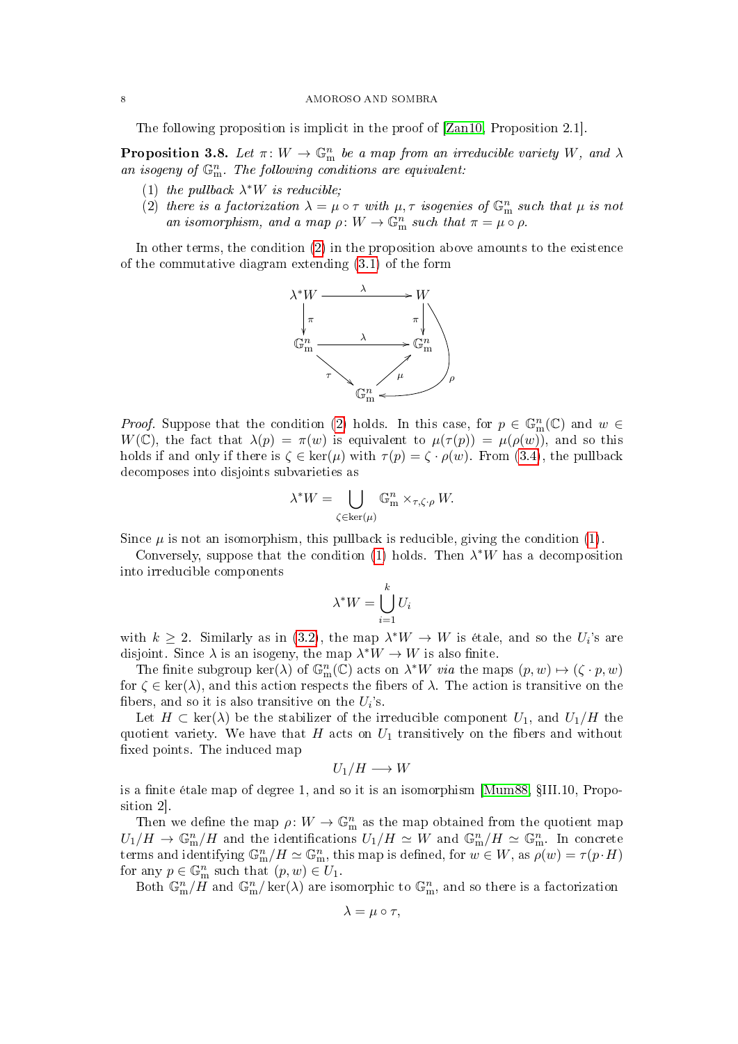The following proposition is implicit in the proof of [Zan10, Proposition 2.1].

**Proposition 3.8.** *Let $\pi\colon W \to \mathbb{G}_{\mathrm{m}}^n$ be a map from an irreducible variety $W$, and $\lambda$ an isogeny of $\mathbb{G}_{\mathrm{m}}^n$. The following conditions are equivalent:*

(1) *the pullback $\lambda^*W$ is reducible;*
(2) *there is a factorization $\lambda = \mu \circ \tau$ with $\mu, \tau$ isogenies of $\mathbb{G}_{\mathrm{m}}^n$ such that $\mu$ is not an isomorphism, and a map $\rho\colon W \to \mathbb{G}_{\mathrm{m}}^n$ such that $\pi = \mu \circ \rho$.*

In other terms, the condition (2) in the proposition above amounts to the existence of the commutative diagram extending (3.1) of the form

$$
\begin{array}{ccc}
\lambda^*W & \xrightarrow{\ \lambda\ } & W \\
\downarrow{\scriptstyle \pi} & & \downarrow{\scriptstyle \pi} \\
\mathbb{G}_{\mathrm{m}}^n & \xrightarrow{\ \lambda\ } & \mathbb{G}_{\mathrm{m}}^n \\
& {\scriptstyle \tau}\searrow \quad \nearrow{\scriptstyle \mu} & \\
& \mathbb{G}_{\mathrm{m}}^n & 
\end{array}
\qquad \text{with } \rho\colon W \to \mathbb{G}_{\mathrm{m}}^n \text{ (bottom)}
$$

*Proof.* Suppose that the condition (2) holds. In this case, for $p \in \mathbb{G}_{\mathrm{m}}^n(\mathbb{C})$ and $w \in W(\mathbb{C})$, the fact that $\lambda(p) = \pi(w)$ is equivalent to $\mu(\tau(p)) = \mu(\rho(w))$, and so this holds if and only if there is $\zeta \in \ker(\mu)$ with $\tau(p) = \zeta \cdot \rho(w)$. From (3.4), the pullback decomposes into disjoints subvarieties as

$$
\lambda^*W = \bigcup_{\zeta \in \ker(\mu)} \mathbb{G}_{\mathrm{m}}^n \times_{\tau, \zeta\cdot\rho} W.
$$

Since $\mu$ is not an isomorphism, this pullback is reducible, giving the condition (1).

Conversely, suppose that the condition (1) holds. Then $\lambda^*W$ has a decomposition into irreducible components

$$
\lambda^*W = \bigcup_{i=1}^{k} U_i
$$

with $k \geq 2$. Similarly as in (3.2), the map $\lambda^*W \to W$ is étale, and so the $U_i$'s are disjoint. Since $\lambda$ is an isogeny, the map $\lambda^*W \to W$ is also finite.

The finite subgroup $\ker(\lambda)$ of $\mathbb{G}_{\mathrm{m}}^n(\mathbb{C})$ acts on $\lambda^*W$ *via* the maps $(p, w) \mapsto (\zeta \cdot p, w)$ for $\zeta \in \ker(\lambda)$, and this action respects the fibers of $\lambda$. The action is transitive on the fibers, and so it is also transitive on the $U_i$'s.

Let $H \subset \ker(\lambda)$ be the stabilizer of the irreducible component $U_1$, and $U_1/H$ the quotient variety. We have that $H$ acts on $U_1$ transitively on the fibers and without fixed points. The induced map

$$
U_1/H \longrightarrow W
$$

is a finite étale map of degree 1, and so it is an isomorphism [Mum88, §III.10, Proposition 2].

Then we define the map $\rho\colon W \to \mathbb{G}_{\mathrm{m}}^n$ as the map obtained from the quotient map $U_1/H \to \mathbb{G}_{\mathrm{m}}^n/H$ and the identifications $U_1/H \simeq W$ and $\mathbb{G}_{\mathrm{m}}^n/H \simeq \mathbb{G}_{\mathrm{m}}^n$. In concrete terms and identifying $\mathbb{G}_{\mathrm{m}}^n/H \simeq \mathbb{G}_{\mathrm{m}}^n$, this map is defined, for $w \in W$, as $\rho(w) = \tau(p \cdot H)$ for any $p \in \mathbb{G}_{\mathrm{m}}^n$ such that $(p, w) \in U_1$.

Both $\mathbb{G}_{\mathrm{m}}^n/H$ and $\mathbb{G}_{\mathrm{m}}^n/\ker(\lambda)$ are isomorphic to $\mathbb{G}_{\mathrm{m}}^n$, and so there is a factorization

$$
\lambda = \mu \circ \tau,
$$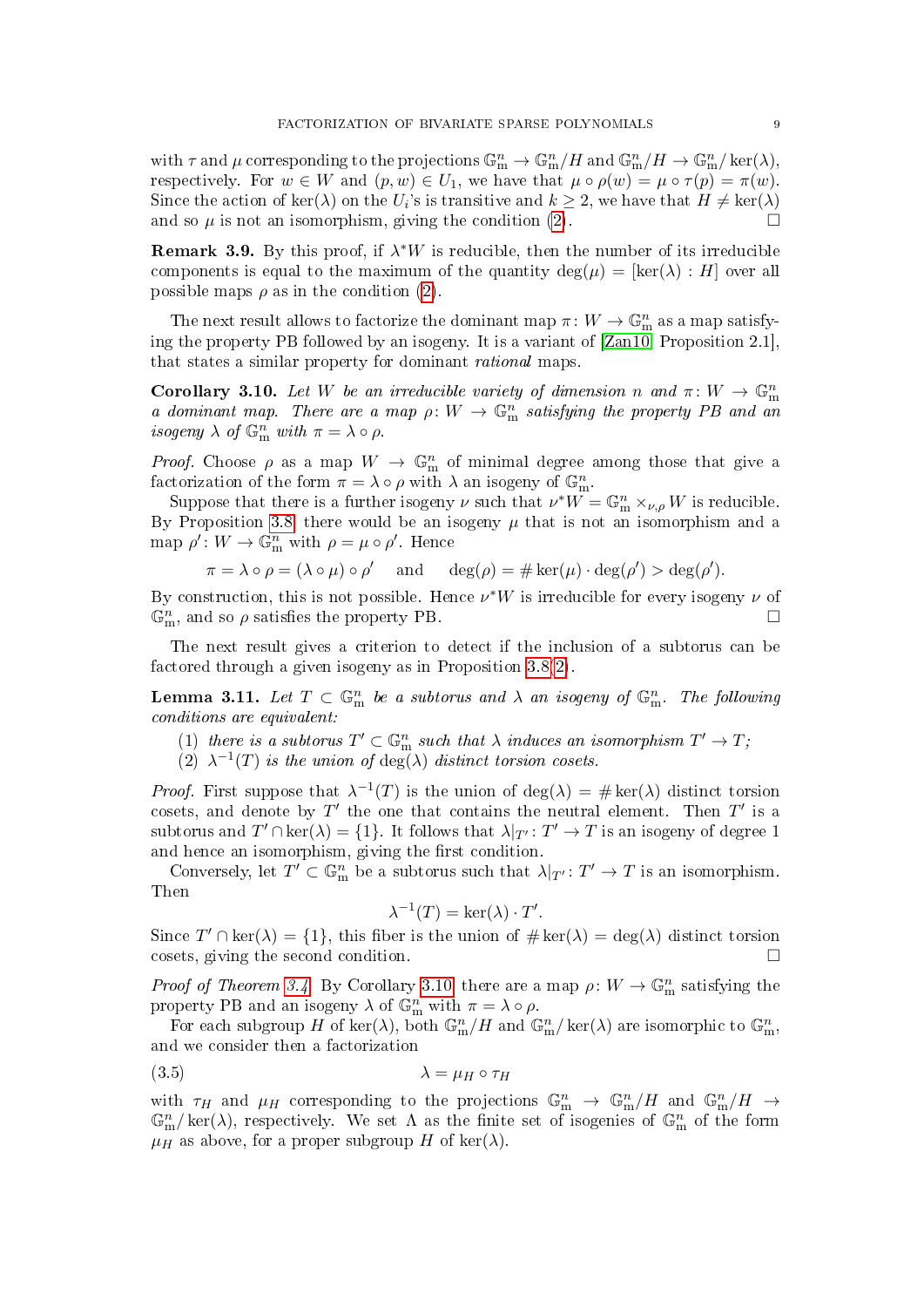with $\tau$ and $\mu$ corresponding to the projections $\mathbb{G}_m^n \to \mathbb{G}_m^n/H$ and $\mathbb{G}_m^n/H \to \mathbb{G}_m^n/\ker(\lambda)$, respectively. For $w \in W$ and $(p, w) \in U_1$, we have that $\mu \circ \rho(w) = \mu \circ \tau(p) = \pi(w)$. Since the action of $\ker(\lambda)$ on the $U_i$'s is transitive and $k \geq 2$, we have that $H \neq \ker(\lambda)$ and so $\mu$ is not an isomorphism, giving the condition (2). $\square$

**Remark 3.9.** By this proof, if $\lambda^* W$ is reducible, then the number of its irreducible components is equal to the maximum of the quantity $\deg(\mu) = [\ker(\lambda) : H]$ over all possible maps $\rho$ as in the condition (2).

The next result allows to factorize the dominant map $\pi: W \to \mathbb{G}_m^n$ as a map satisfying the property PB followed by an isogeny. It is a variant of [Zan10, Proposition 2.1], that states a similar property for dominant *rational* maps.

**Corollary 3.10.** *Let $W$ be an irreducible variety of dimension $n$ and $\pi: W \to \mathbb{G}_m^n$ a dominant map. There are a map $\rho: W \to \mathbb{G}_m^n$ satisfying the property PB and an isogeny $\lambda$ of $\mathbb{G}_m^n$ with $\pi = \lambda \circ \rho$.*

*Proof.* Choose $\rho$ as a map $W \to \mathbb{G}_m^n$ of minimal degree among those that give a factorization of the form $\pi = \lambda \circ \rho$ with $\lambda$ an isogeny of $\mathbb{G}_m^n$.

Suppose that there is a further isogeny $\nu$ such that $\nu^* W = \mathbb{G}_m^n \times_{\nu,\rho} W$ is reducible. By Proposition 3.8 there would be an isogeny $\mu$ that is not an isomorphism and a map $\rho': W \to \mathbb{G}_m^n$ with $\rho = \mu \circ \rho'$. Hence

$$\pi = \lambda \circ \rho = (\lambda \circ \mu) \circ \rho' \quad \text{and} \quad \deg(\rho) = \# \ker(\mu) \cdot \deg(\rho') > \deg(\rho').$$

By construction, this is not possible. Hence $\nu^* W$ is irreducible for every isogeny $\nu$ of $\mathbb{G}_m^n$, and so $\rho$ satisfies the property PB. $\square$

The next result gives a criterion to detect if the inclusion of a subtorus can be factored through a given isogeny as in Proposition 3.8(2).

**Lemma 3.11.** *Let $T \subset \mathbb{G}_m^n$ be a subtorus and $\lambda$ an isogeny of $\mathbb{G}_m^n$. The following conditions are equivalent:*

1. *there is a subtorus $T' \subset \mathbb{G}_m^n$ such that $\lambda$ induces an isomorphism $T' \to T$;*
2. *$\lambda^{-1}(T)$ is the union of $\deg(\lambda)$ distinct torsion cosets.*

*Proof.* First suppose that $\lambda^{-1}(T)$ is the union of $\deg(\lambda) = \# \ker(\lambda)$ distinct torsion cosets, and denote by $T'$ the one that contains the neutral element. Then $T'$ is a subtorus and $T' \cap \ker(\lambda) = \{1\}$. It follows that $\lambda|_{T'}: T' \to T$ is an isogeny of degree 1 and hence an isomorphism, giving the first condition.

Conversely, let $T' \subset \mathbb{G}_m^n$ be a subtorus such that $\lambda|_{T'}: T' \to T$ is an isomorphism. Then

$$\lambda^{-1}(T) = \ker(\lambda) \cdot T'.$$

Since $T' \cap \ker(\lambda) = \{1\}$, this fiber is the union of $\# \ker(\lambda) = \deg(\lambda)$ distinct torsion cosets, giving the second condition. $\square$

*Proof of Theorem 3.4.* By Corollary 3.10 there are a map $\rho: W \to \mathbb{G}_m^n$ satisfying the property PB and an isogeny $\lambda$ of $\mathbb{G}_m^n$ with $\pi = \lambda \circ \rho$.

For each subgroup $H$ of $\ker(\lambda)$, both $\mathbb{G}_m^n/H$ and $\mathbb{G}_m^n/\ker(\lambda)$ are isomorphic to $\mathbb{G}_m^n$, and we consider then a factorization

$$\lambda = \mu_H \circ \tau_H \tag{3.5}$$

with $\tau_H$ and $\mu_H$ corresponding to the projections $\mathbb{G}_m^n \to \mathbb{G}_m^n/H$ and $\mathbb{G}_m^n/H \to \mathbb{G}_m^n/\ker(\lambda)$, respectively. We set $\Lambda$ as the finite set of isogenies of $\mathbb{G}_m^n$ of the form $\mu_H$ as above, for a proper subgroup $H$ of $\ker(\lambda)$.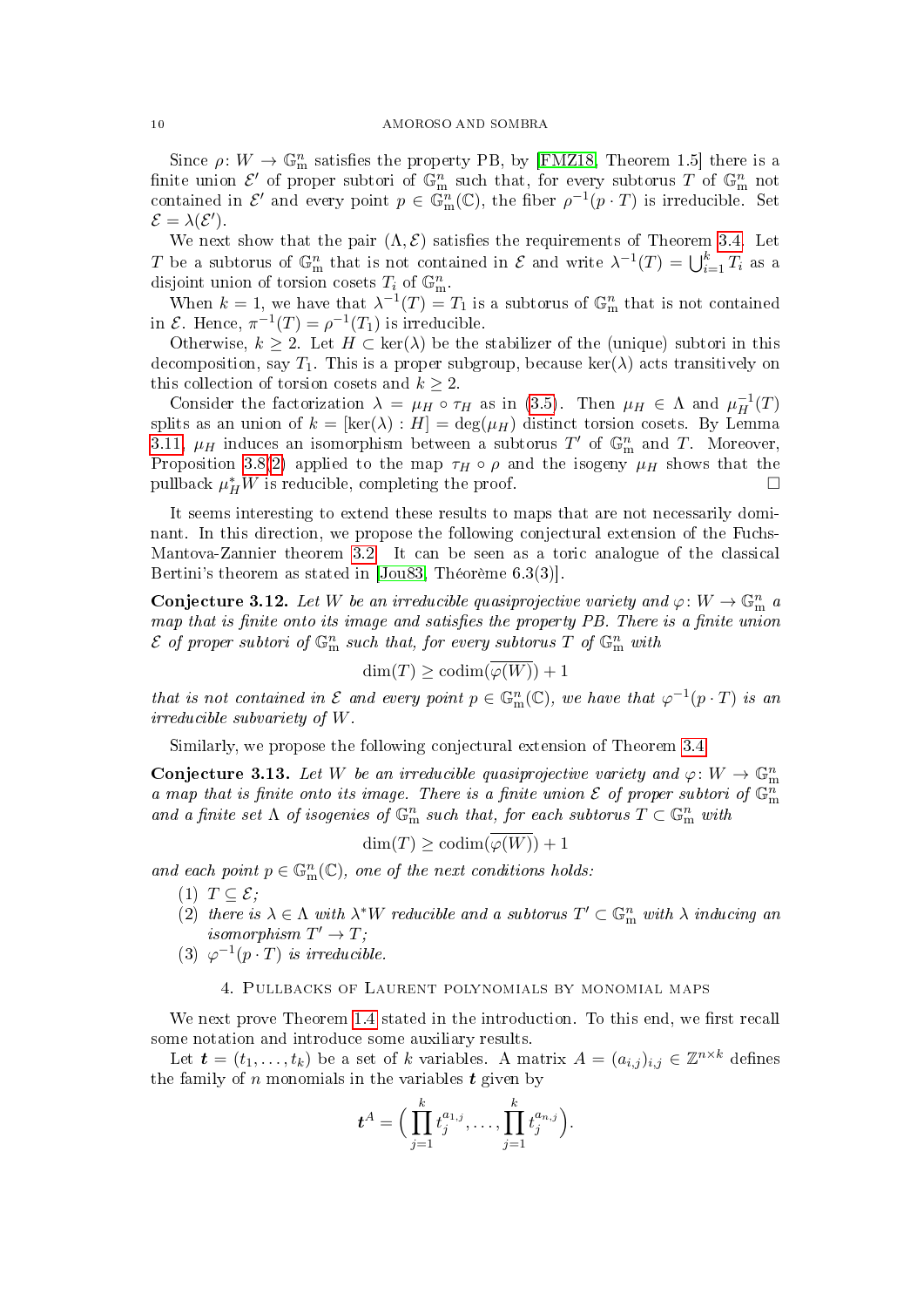Since $\rho\colon W \to \mathbb{G}_{\mathrm{m}}^n$ satisfies the property PB, by [FMZ18, Theorem 1.5] there is a finite union $\mathcal{E}'$ of proper subtori of $\mathbb{G}_{\mathrm{m}}^n$ such that, for every subtorus $T$ of $\mathbb{G}_{\mathrm{m}}^n$ not contained in $\mathcal{E}'$ and every point $p \in \mathbb{G}_{\mathrm{m}}^n(\mathbb{C})$, the fiber $\rho^{-1}(p \cdot T)$ is irreducible. Set $\mathcal{E} = \lambda(\mathcal{E}')$.

We next show that the pair $(\Lambda, \mathcal{E})$ satisfies the requirements of Theorem 3.4. Let $T$ be a subtorus of $\mathbb{G}_{\mathrm{m}}^n$ that is not contained in $\mathcal{E}$ and write $\lambda^{-1}(T) = \bigcup_{i=1}^k T_i$ as a disjoint union of torsion cosets $T_i$ of $\mathbb{G}_{\mathrm{m}}^n$.

When $k = 1$, we have that $\lambda^{-1}(T) = T_1$ is a subtorus of $\mathbb{G}_{\mathrm{m}}^n$ that is not contained in $\mathcal{E}$. Hence, $\pi^{-1}(T) = \rho^{-1}(T_1)$ is irreducible.

Otherwise, $k \geq 2$. Let $H \subset \ker(\lambda)$ be the stabilizer of the (unique) subtori in this decomposition, say $T_1$. This is a proper subgroup, because $\ker(\lambda)$ acts transitively on this collection of torsion cosets and $k \geq 2$.

Consider the factorization $\lambda = \mu_H \circ \tau_H$ as in (3.5). Then $\mu_H \in \Lambda$ and $\mu_H^{-1}(T)$ splits as an union of $k = [\ker(\lambda) : H] = \deg(\mu_H)$ distinct torsion cosets. By Lemma 3.11, $\mu_H$ induces an isomorphism between a subtorus $T'$ of $\mathbb{G}_{\mathrm{m}}^n$ and $T$. Moreover, Proposition 3.8(2) applied to the map $\tau_H \circ \rho$ and the isogeny $\mu_H$ shows that the pullback $\mu_H^* W$ is reducible, completing the proof. □

It seems interesting to extend these results to maps that are not necessarily dominant. In this direction, we propose the following conjectural extension of the Fuchs-Mantova-Zannier theorem 3.2. It can be seen as a toric analogue of the classical Bertini's theorem as stated in [Jou83, Théorème 6.3(3)].

**Conjecture 3.12.** *Let $W$ be an irreducible quasiprojective variety and $\varphi\colon W \to \mathbb{G}_{\mathrm{m}}^n$ a map that is finite onto its image and satisfies the property PB. There is a finite union $\mathcal{E}$ of proper subtori of $\mathbb{G}_{\mathrm{m}}^n$ such that, for every subtorus $T$ of $\mathbb{G}_{\mathrm{m}}^n$ with*

$$\dim(T) \geq \operatorname{codim}(\overline{\varphi(W)}) + 1$$

*that is not contained in $\mathcal{E}$ and every point $p \in \mathbb{G}_{\mathrm{m}}^n(\mathbb{C})$, we have that $\varphi^{-1}(p \cdot T)$ is an irreducible subvariety of $W$.*

Similarly, we propose the following conjectural extension of Theorem 3.4.

**Conjecture 3.13.** *Let $W$ be an irreducible quasiprojective variety and $\varphi\colon W \to \mathbb{G}_{\mathrm{m}}^n$ a map that is finite onto its image. There is a finite union $\mathcal{E}$ of proper subtori of $\mathbb{G}_{\mathrm{m}}^n$ and a finite set $\Lambda$ of isogenies of $\mathbb{G}_{\mathrm{m}}^n$ such that, for each subtorus $T \subset \mathbb{G}_{\mathrm{m}}^n$ with*

$$\dim(T) \geq \operatorname{codim}(\overline{\varphi(W)}) + 1$$

*and each point $p \in \mathbb{G}_{\mathrm{m}}^n(\mathbb{C})$, one of the next conditions holds:*

1. *$T \subseteq \mathcal{E}$;*
2. *there is $\lambda \in \Lambda$ with $\lambda^* W$ reducible and a subtorus $T' \subset \mathbb{G}_{\mathrm{m}}^n$ with $\lambda$ inducing an isomorphism $T' \to T$;*
3. *$\varphi^{-1}(p \cdot T)$ is irreducible.*

## 4. Pullbacks of Laurent polynomials by monomial maps

We next prove Theorem 1.4 stated in the introduction. To this end, we first recall some notation and introduce some auxiliary results.

Let $\boldsymbol{t} = (t_1, \dots, t_k)$ be a set of $k$ variables. A matrix $A = (a_{i,j})_{i,j} \in \mathbb{Z}^{n \times k}$ defines the family of $n$ monomials in the variables $\boldsymbol{t}$ given by

$$\boldsymbol{t}^A = \Big(\prod_{j=1}^k t_j^{a_{1,j}}, \dots, \prod_{j=1}^k t_j^{a_{n,j}}\Big).$$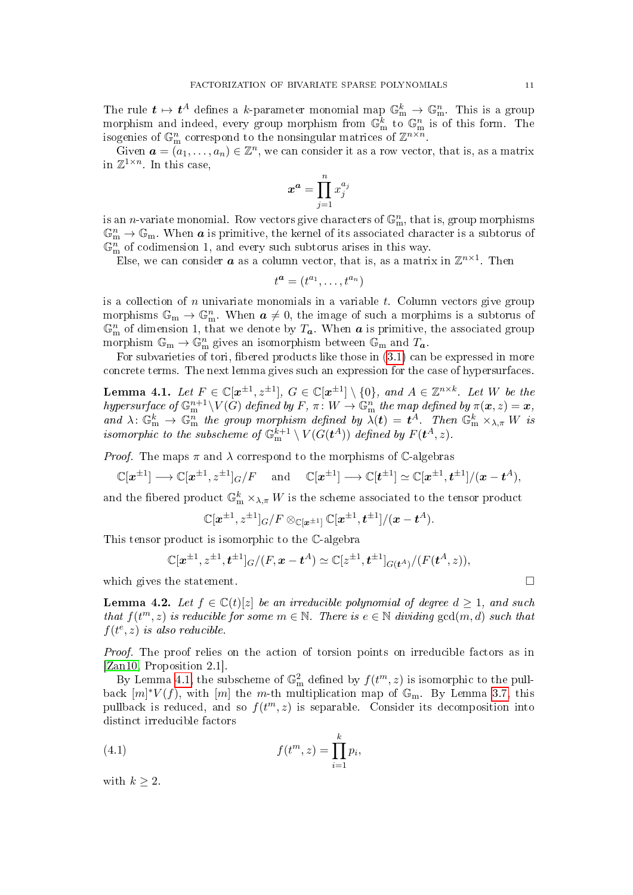The rule $\boldsymbol{t} \mapsto \boldsymbol{t}^A$ defines a $k$-parameter monomial map $\mathbb{G}_{\mathrm{m}}^k \to \mathbb{G}_{\mathrm{m}}^n$. This is a group morphism and indeed, every group morphism from $\mathbb{G}_{\mathrm{m}}^k$ to $\mathbb{G}_{\mathrm{m}}^n$ is of this form. The isogenies of $\mathbb{G}_{\mathrm{m}}^n$ correspond to the nonsingular matrices of $\mathbb{Z}^{n\times n}$.

Given $\boldsymbol{a} = (a_1, \dots, a_n) \in \mathbb{Z}^n$, we can consider it as a row vector, that is, as a matrix in $\mathbb{Z}^{1\times n}$. In this case,

$$\boldsymbol{x}^{\boldsymbol{a}} = \prod_{j=1}^{n} x_j^{a_j}$$

is an $n$-variate monomial. Row vectors give characters of $\mathbb{G}_{\mathrm{m}}^n$, that is, group morphisms $\mathbb{G}_{\mathrm{m}}^n \to \mathbb{G}_{\mathrm{m}}$. When $\boldsymbol{a}$ is primitive, the kernel of its associated character is a subtorus of $\mathbb{G}_{\mathrm{m}}^n$ of codimension 1, and every such subtorus arises in this way.

Else, we can consider $\boldsymbol{a}$ as a column vector, that is, as a matrix in $\mathbb{Z}^{n\times 1}$. Then

$$t^{\boldsymbol{a}} = (t^{a_1}, \dots, t^{a_n})$$

is a collection of $n$ univariate monomials in a variable $t$. Column vectors give group morphisms $\mathbb{G}_{\mathrm{m}} \to \mathbb{G}_{\mathrm{m}}^n$. When $\boldsymbol{a} \neq 0$, the image of such a morphims is a subtorus of $\mathbb{G}_{\mathrm{m}}^n$ of dimension 1, that we denote by $T_{\boldsymbol{a}}$. When $\boldsymbol{a}$ is primitive, the associated group morphism $\mathbb{G}_{\mathrm{m}} \to \mathbb{G}_{\mathrm{m}}^n$ gives an isomorphism between $\mathbb{G}_{\mathrm{m}}$ and $T_{\boldsymbol{a}}$.

For subvarieties of tori, fibered products like those in (3.1) can be expressed in more concrete terms. The next lemma gives such an expression for the case of hypersurfaces.

**Lemma 4.1.** *Let $F \in \mathbb{C}[\boldsymbol{x}^{\pm1}, z^{\pm1}]$, $G \in \mathbb{C}[\boldsymbol{x}^{\pm1}] \setminus \{0\}$, and $A \in \mathbb{Z}^{n\times k}$. Let $W$ be the hypersurface of $\mathbb{G}_{\mathrm{m}}^{n+1} \setminus V(G)$ defined by $F$, $\pi\colon W \to \mathbb{G}_{\mathrm{m}}^n$ the map defined by $\pi(\boldsymbol{x}, z) = \boldsymbol{x}$, and $\lambda\colon \mathbb{G}_{\mathrm{m}}^k \to \mathbb{G}_{\mathrm{m}}^n$ the group morphism defined by $\lambda(\boldsymbol{t}) = \boldsymbol{t}^A$. Then $\mathbb{G}_{\mathrm{m}}^k \times_{\lambda,\pi} W$ is isomorphic to the subscheme of $\mathbb{G}_{\mathrm{m}}^{k+1} \setminus V(G(\boldsymbol{t}^A))$ defined by $F(\boldsymbol{t}^A, z)$.*

*Proof.* The maps $\pi$ and $\lambda$ correspond to the morphisms of $\mathbb{C}$-algebras

$$\mathbb{C}[\boldsymbol{x}^{\pm1}] \longrightarrow \mathbb{C}[\boldsymbol{x}^{\pm1}, z^{\pm1}]_G/F \quad \text{and} \quad \mathbb{C}[\boldsymbol{x}^{\pm1}] \longrightarrow \mathbb{C}[\boldsymbol{t}^{\pm1}] \simeq \mathbb{C}[\boldsymbol{x}^{\pm1}, \boldsymbol{t}^{\pm1}]/(\boldsymbol{x} - \boldsymbol{t}^A),$$

and the fibered product $\mathbb{G}_{\mathrm{m}}^k \times_{\lambda,\pi} W$ is the scheme associated to the tensor product

$$\mathbb{C}[\boldsymbol{x}^{\pm1}, z^{\pm1}]_G/F \otimes_{\mathbb{C}[\boldsymbol{x}^{\pm1}]} \mathbb{C}[\boldsymbol{x}^{\pm1}, \boldsymbol{t}^{\pm1}]/(\boldsymbol{x} - \boldsymbol{t}^A).$$

This tensor product is isomorphic to the $\mathbb{C}$-algebra

$$\mathbb{C}[\boldsymbol{x}^{\pm1}, z^{\pm1}, \boldsymbol{t}^{\pm1}]_G/(F, \boldsymbol{x} - \boldsymbol{t}^A) \simeq \mathbb{C}[z^{\pm1}, \boldsymbol{t}^{\pm1}]_{G(\boldsymbol{t}^A)}/(F(\boldsymbol{t}^A, z)),$$

which gives the statement. $\square$

**Lemma 4.2.** *Let $f \in \mathbb{C}(t)[z]$ be an irreducible polynomial of degree $d \geq 1$, and such that $f(t^m, z)$ is reducible for some $m \in \mathbb{N}$. There is $e \in \mathbb{N}$ dividing $\gcd(m, d)$ such that $f(t^e, z)$ is also reducible.*

*Proof.* The proof relies on the action of torsion points on irreducible factors as in [Zan10, Proposition 2.1].

By Lemma 4.1, the subscheme of $\mathbb{G}_{\mathrm{m}}^2$ defined by $f(t^m, z)$ is isomorphic to the pullback $[m]^*V(f)$, with $[m]$ the $m$-th multiplication map of $\mathbb{G}_{\mathrm{m}}$. By Lemma 3.7, this pullback is reduced, and so $f(t^m, z)$ is separable. Consider its decomposition into distinct irreducible factors

$$f(t^m, z) = \prod_{i=1}^{k} p_i, \tag{4.1}$$

with $k \geq 2$.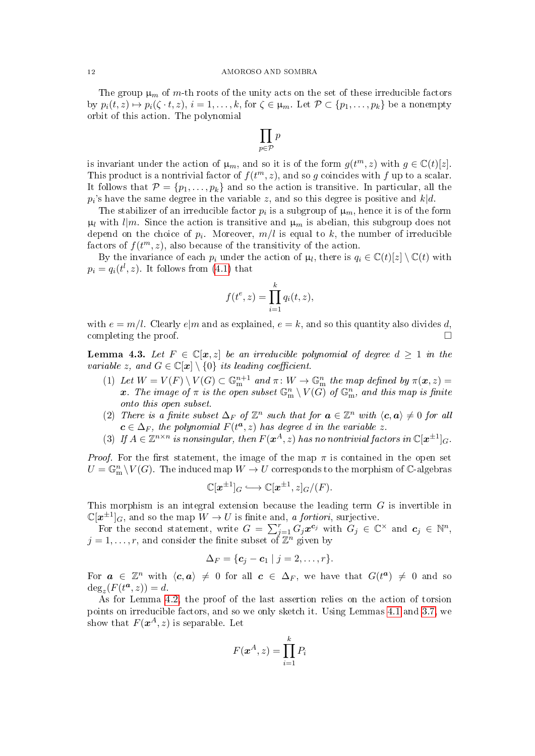The group $\mu_m$ of $m$-th roots of the unity acts on the set of these irreducible factors by $p_i(t,z) \mapsto p_i(\zeta \cdot t, z)$, $i = 1, \dots, k$, for $\zeta \in \mu_m$. Let $\mathcal{P} \subset \{p_1, \dots, p_k\}$ be a nonempty orbit of this action. The polynomial

$$\prod_{p \in \mathcal{P}} p$$

is invariant under the action of $\mu_m$, and so it is of the form $g(t^m, z)$ with $g \in \mathbb{C}(t)[z]$. This product is a nontrivial factor of $f(t^m, z)$, and so $g$ coincides with $f$ up to a scalar. It follows that $\mathcal{P} = \{p_1, \dots, p_k\}$ and so the action is transitive. In particular, all the $p_i$'s have the same degree in the variable $z$, and so this degree is positive and $k|d$.

The stabilizer of an irreducible factor $p_i$ is a subgroup of $\mu_m$, hence it is of the form $\mu_l$ with $l|m$. Since the action is transitive and $\mu_m$ is abelian, this subgroup does not depend on the choice of $p_i$. Moreover, $m/l$ is equal to $k$, the number of irreducible factors of $f(t^m, z)$, also because of the transitivity of the action.

By the invariance of each $p_i$ under the action of $\mu_l$, there is $q_i \in \mathbb{C}(t)[z] \setminus \mathbb{C}(t)$ with $p_i = q_i(t^l, z)$. It follows from (4.1) that

$$f(t^e, z) = \prod_{i=1}^{k} q_i(t, z),$$

with $e = m/l$. Clearly $e|m$ and as explained, $e = k$, and so this quantity also divides $d$, completing the proof. $\square$

**Lemma 4.3.** *Let $F \in \mathbb{C}[\boldsymbol{x}, z]$ be an irreducible polynomial of degree $d \geq 1$ in the variable $z$, and $G \in \mathbb{C}[\boldsymbol{x}] \setminus \{0\}$ its leading coefficient.*

1. *Let $W = V(F) \setminus V(G) \subset \mathbb{G}_{\mathrm{m}}^{n+1}$ and $\pi \colon W \to \mathbb{G}_{\mathrm{m}}^n$ the map defined by $\pi(\boldsymbol{x}, z) = \boldsymbol{x}$. The image of $\pi$ is the open subset $\mathbb{G}_{\mathrm{m}}^n \setminus V(G)$ of $\mathbb{G}_{\mathrm{m}}^n$, and this map is finite onto this open subset.*
2. *There is a finite subset $\Delta_F$ of $\mathbb{Z}^n$ such that for $\boldsymbol{a} \in \mathbb{Z}^n$ with $\langle \boldsymbol{c}, \boldsymbol{a} \rangle \neq 0$ for all $\boldsymbol{c} \in \Delta_F$, the polynomial $F(t^{\boldsymbol{a}}, z)$ has degree $d$ in the variable $z$.*
3. *If $A \in \mathbb{Z}^{n \times n}$ is nonsingular, then $F(\boldsymbol{x}^A, z)$ has no nontrivial factors in $\mathbb{C}[\boldsymbol{x}^{\pm 1}]_G$.*

*Proof.* For the first statement, the image of the map $\pi$ is contained in the open set $U = \mathbb{G}_{\mathrm{m}}^n \setminus V(G)$. The induced map $W \to U$ corresponds to the morphism of $\mathbb{C}$-algebras

$$\mathbb{C}[\boldsymbol{x}^{\pm 1}]_G \longhookrightarrow \mathbb{C}[\boldsymbol{x}^{\pm 1}, z]_G/(F).$$

This morphism is an integral extension because the leading term $G$ is invertible in $\mathbb{C}[\boldsymbol{x}^{\pm 1}]_G$, and so the map $W \to U$ is finite and, *a fortiori*, surjective.

For the second statement, write $G = \sum_{j=1}^{r} G_j \boldsymbol{x}^{\boldsymbol{c}_j}$ with $G_j \in \mathbb{C}^\times$ and $\boldsymbol{c}_j \in \mathbb{N}^n$, $j = 1, \dots, r$, and consider the finite subset of $\mathbb{Z}^n$ given by

$$\Delta_F = \{\boldsymbol{c}_j - \boldsymbol{c}_1 \mid j = 2, \dots, r\}.$$

For $\boldsymbol{a} \in \mathbb{Z}^n$ with $\langle \boldsymbol{c}, \boldsymbol{a} \rangle \neq 0$ for all $\boldsymbol{c} \in \Delta_F$, we have that $G(t^{\boldsymbol{a}}) \neq 0$ and so $\deg_z(F(t^{\boldsymbol{a}}, z)) = d$.

As for Lemma 4.2, the proof of the last assertion relies on the action of torsion points on irreducible factors, and so we only sketch it. Using Lemmas 4.1 and 3.7, we show that $F(\boldsymbol{x}^A, z)$ is separable. Let

$$F(\boldsymbol{x}^A, z) = \prod_{i=1}^{k} P_i$$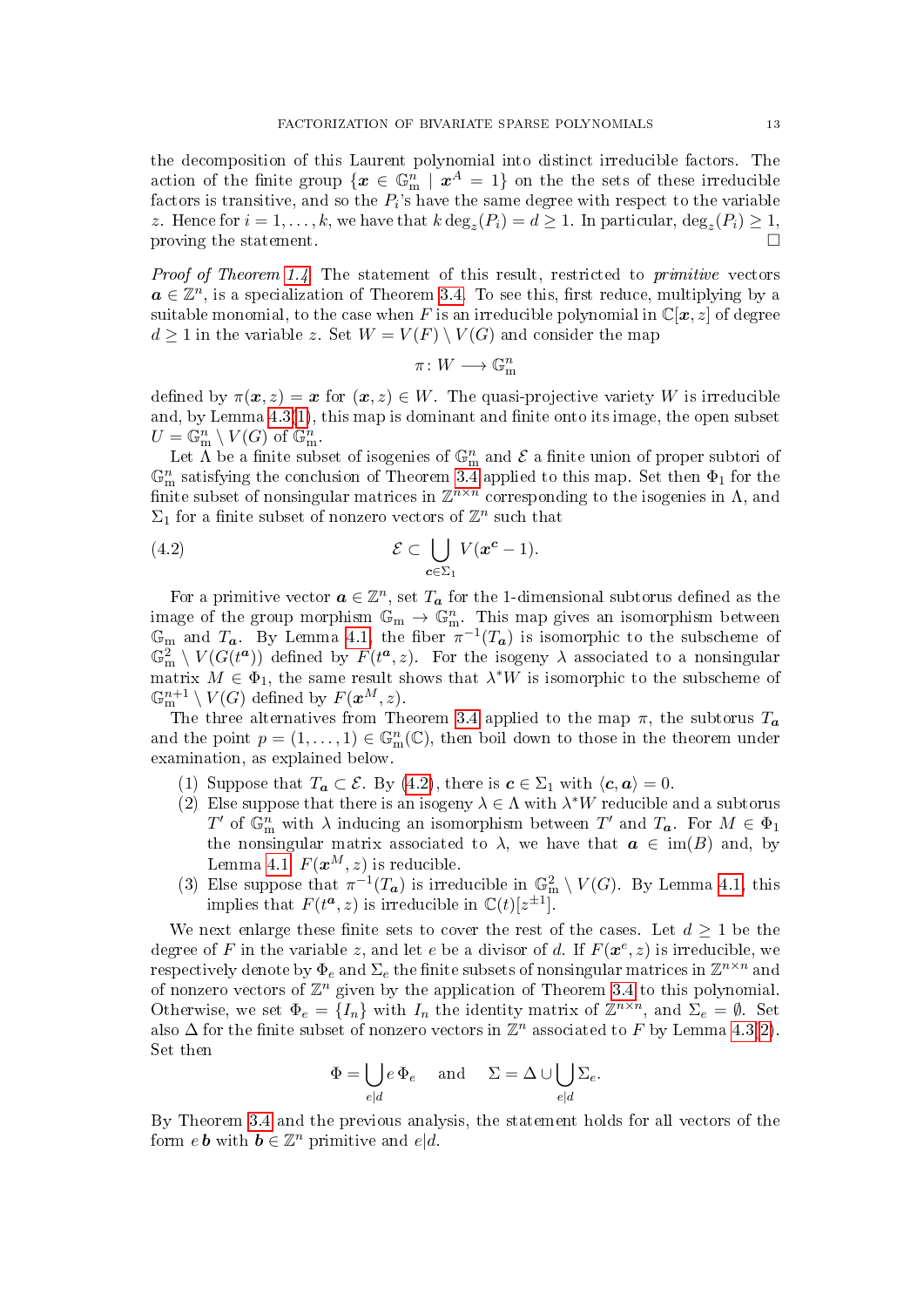the decomposition of this Laurent polynomial into distinct irreducible factors. The action of the finite group $\{\boldsymbol{x} \in \mathbb{G}_{\mathrm{m}}^n \mid \boldsymbol{x}^A = 1\}$ on the the sets of these irreducible factors is transitive, and so the $P_i$'s have the same degree with respect to the variable $z$. Hence for $i = 1, \dots, k$, we have that $k \deg_z(P_i) = d \geq 1$. In particular, $\deg_z(P_i) \geq 1$, proving the statement. □

*Proof of Theorem 1.4.* The statement of this result, restricted to *primitive* vectors $\boldsymbol{a} \in \mathbb{Z}^n$, is a specialization of Theorem 3.4. To see this, first reduce, multiplying by a suitable monomial, to the case when $F$ is an irreducible polynomial in $\mathbb{C}[\boldsymbol{x}, z]$ of degree $d \geq 1$ in the variable $z$. Set $W = V(F) \setminus V(G)$ and consider the map

$$\pi \colon W \longrightarrow \mathbb{G}_{\mathrm{m}}^n$$

defined by $\pi(\boldsymbol{x}, z) = \boldsymbol{x}$ for $(\boldsymbol{x}, z) \in W$. The quasi-projective variety $W$ is irreducible and, by Lemma 4.3(1), this map is dominant and finite onto its image, the open subset $U = \mathbb{G}_{\mathrm{m}}^n \setminus V(G)$ of $\mathbb{G}_{\mathrm{m}}^n$.

Let $\Lambda$ be a finite subset of isogenies of $\mathbb{G}_{\mathrm{m}}^n$ and $\mathcal{E}$ a finite union of proper subtori of $\mathbb{G}_{\mathrm{m}}^n$ satisfying the conclusion of Theorem 3.4 applied to this map. Set then $\Phi_1$ for the finite subset of nonsingular matrices in $\mathbb{Z}^{n \times n}$ corresponding to the isogenies in $\Lambda$, and $\Sigma_1$ for a finite subset of nonzero vectors of $\mathbb{Z}^n$ such that

$$\mathcal{E} \subset \bigcup_{\boldsymbol{c} \in \Sigma_1} V(\boldsymbol{x}^{\boldsymbol{c}} - 1). \tag{4.2}$$

For a primitive vector $\boldsymbol{a} \in \mathbb{Z}^n$, set $T_{\boldsymbol{a}}$ for the 1-dimensional subtorus defined as the image of the group morphism $\mathbb{G}_{\mathrm{m}} \to \mathbb{G}_{\mathrm{m}}^n$. This map gives an isomorphism between $\mathbb{G}_{\mathrm{m}}$ and $T_{\boldsymbol{a}}$. By Lemma 4.1, the fiber $\pi^{-1}(T_{\boldsymbol{a}})$ is isomorphic to the subscheme of $\mathbb{G}_{\mathrm{m}}^2 \setminus V(G(t^{\boldsymbol{a}}))$ defined by $F(t^{\boldsymbol{a}}, z)$. For the isogeny $\lambda$ associated to a nonsingular matrix $M \in \Phi_1$, the same result shows that $\lambda^* W$ is isomorphic to the subscheme of $\mathbb{G}_{\mathrm{m}}^{n+1} \setminus V(G)$ defined by $F(\boldsymbol{x}^M, z)$.

The three alternatives from Theorem 3.4 applied to the map $\pi$, the subtorus $T_{\boldsymbol{a}}$ and the point $p = (1, \dots, 1) \in \mathbb{G}_{\mathrm{m}}^n(\mathbb{C})$, then boil down to those in the theorem under examination, as explained below.

1. Suppose that $T_{\boldsymbol{a}} \subset \mathcal{E}$. By (4.2), there is $\boldsymbol{c} \in \Sigma_1$ with $\langle \boldsymbol{c}, \boldsymbol{a} \rangle = 0$.
2. Else suppose that there is an isogeny $\lambda \in \Lambda$ with $\lambda^* W$ reducible and a subtorus $T'$ of $\mathbb{G}_{\mathrm{m}}^n$ with $\lambda$ inducing an isomorphism between $T'$ and $T_{\boldsymbol{a}}$. For $M \in \Phi_1$ the nonsingular matrix associated to $\lambda$, we have that $\boldsymbol{a} \in \mathrm{im}(B)$ and, by Lemma 4.1, $F(\boldsymbol{x}^M, z)$ is reducible.
3. Else suppose that $\pi^{-1}(T_{\boldsymbol{a}})$ is irreducible in $\mathbb{G}_{\mathrm{m}}^2 \setminus V(G)$. By Lemma 4.1, this implies that $F(t^{\boldsymbol{a}}, z)$ is irreducible in $\mathbb{C}(t)[z^{\pm 1}]$.

We next enlarge these finite sets to cover the rest of the cases. Let $d \geq 1$ be the degree of $F$ in the variable $z$, and let $e$ be a divisor of $d$. If $F(\boldsymbol{x}^e, z)$ is irreducible, we respectively denote by $\Phi_e$ and $\Sigma_e$ the finite subsets of nonsingular matrices in $\mathbb{Z}^{n \times n}$ and of nonzero vectors of $\mathbb{Z}^n$ given by the application of Theorem 3.4 to this polynomial. Otherwise, we set $\Phi_e = \{I_n\}$ with $I_n$ the identity matrix of $\mathbb{Z}^{n \times n}$, and $\Sigma_e = \emptyset$. Set also $\Delta$ for the finite subset of nonzero vectors in $\mathbb{Z}^n$ associated to $F$ by Lemma 4.3(2). Set then

$$\Phi = \bigcup_{e \mid d} e\, \Phi_e \quad \text{ and } \quad \Sigma = \Delta \cup \bigcup_{e \mid d} \Sigma_e.$$

By Theorem 3.4 and the previous analysis, the statement holds for all vectors of the form $e\, \boldsymbol{b}$ with $\boldsymbol{b} \in \mathbb{Z}^n$ primitive and $e \mid d$.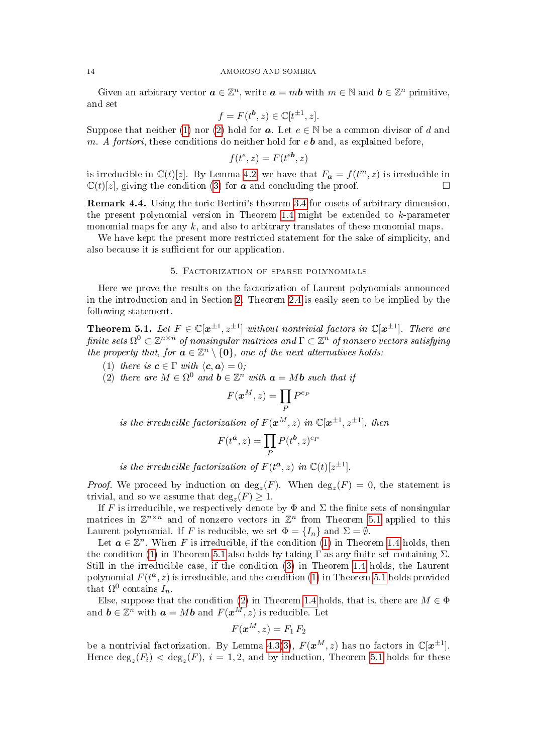Given an arbitrary vector $\boldsymbol{a} \in \mathbb{Z}^n$, write $\boldsymbol{a} = m\boldsymbol{b}$ with $m \in \mathbb{N}$ and $\boldsymbol{b} \in \mathbb{Z}^n$ primitive, and set

$$f = F(t^{\boldsymbol{b}}, z) \in \mathbb{C}[t^{\pm 1}, z].$$

Suppose that neither (1) nor (2) hold for $\boldsymbol{a}$. Let $e \in \mathbb{N}$ be a common divisor of $d$ and $m$. *A fortiori*, these conditions do neither hold for $e\,\boldsymbol{b}$ and, as explained before,

$$f(t^e, z) = F(t^{e\boldsymbol{b}}, z)$$

is irreducible in $\mathbb{C}(t)[z]$. By Lemma 4.2, we have that $F_{\boldsymbol{a}} = f(t^m, z)$ is irreducible in $\mathbb{C}(t)[z]$, giving the condition (3) for $\boldsymbol{a}$ and concluding the proof. □

**Remark 4.4.** Using the toric Bertini's theorem 3.4 for cosets of arbitrary dimension, the present polynomial version in Theorem 1.4 might be extended to $k$-parameter monomial maps for any $k$, and also to arbitrary translates of these monomial maps.

We have kept the present more restricted statement for the sake of simplicity, and also because it is sufficient for our application.

## 5. Factorization of sparse polynomials

Here we prove the results on the factorization of Laurent polynomials announced in the introduction and in Section 2. Theorem 2.4 is easily seen to be implied by the following statement.

**Theorem 5.1.** *Let $F \in \mathbb{C}[\boldsymbol{x}^{\pm 1}, z^{\pm 1}]$ without nontrivial factors in $\mathbb{C}[\boldsymbol{x}^{\pm 1}]$. There are finite sets $\Omega^0 \subset \mathbb{Z}^{n\times n}$ of nonsingular matrices and $\Gamma \subset \mathbb{Z}^n$ of nonzero vectors satisfying the property that, for $\boldsymbol{a} \in \mathbb{Z}^n \setminus \{\boldsymbol{0}\}$, one of the next alternatives holds:*

1. *there is $\boldsymbol{c} \in \Gamma$ with $\langle \boldsymbol{c}, \boldsymbol{a}\rangle = 0$;*
2. *there are $M \in \Omega^0$ and $\boldsymbol{b} \in \mathbb{Z}^n$ with $\boldsymbol{a} = M\boldsymbol{b}$ such that if*

   $$F(\boldsymbol{x}^M, z) = \prod_P P^{e_P}$$

   *is the irreducible factorization of $F(\boldsymbol{x}^M, z)$ in $\mathbb{C}[\boldsymbol{x}^{\pm 1}, z^{\pm 1}]$, then*

   $$F(t^{\boldsymbol{a}}, z) = \prod_P P(t^{\boldsymbol{b}}, z)^{e_P}$$

   *is the irreducible factorization of $F(t^{\boldsymbol{a}}, z)$ in $\mathbb{C}(t)[z^{\pm 1}]$.*

*Proof.* We proceed by induction on $\deg_z(F)$. When $\deg_z(F) = 0$, the statement is trivial, and so we assume that $\deg_z(F) \geq 1$.

If $F$ is irreducible, we respectively denote by $\Phi$ and $\Sigma$ the finite sets of nonsingular matrices in $\mathbb{Z}^{n\times n}$ and of nonzero vectors in $\mathbb{Z}^n$ from Theorem 5.1 applied to this Laurent polynomial. If $F$ is reducible, we set $\Phi = \{I_n\}$ and $\Sigma = \emptyset$.

Let $\boldsymbol{a} \in \mathbb{Z}^n$. When $F$ is irreducible, if the condition (1) in Theorem 1.4 holds, then the condition (1) in Theorem 5.1 also holds by taking $\Gamma$ as any finite set containing $\Sigma$. Still in the irreducible case, if the condition (3) in Theorem 1.4 holds, the Laurent polynomial $F(t^{\boldsymbol{a}}, z)$ is irreducible, and the condition (1) in Theorem 5.1 holds provided that $\Omega^0$ contains $I_n$.

Else, suppose that the condition (2) in Theorem 1.4 holds, that is, there are $M \in \Phi$ and $\boldsymbol{b} \in \mathbb{Z}^n$ with $\boldsymbol{a} = M\boldsymbol{b}$ and $F(\boldsymbol{x}^M, z)$ is reducible. Let

$$F(\boldsymbol{x}^M, z) = F_1\,F_2$$

be a nontrivial factorization. By Lemma 4.3(3), $F(\boldsymbol{x}^M, z)$ has no factors in $\mathbb{C}[\boldsymbol{x}^{\pm 1}]$. Hence $\deg_z(F_i) < \deg_z(F)$, $i = 1, 2$, and by induction, Theorem 5.1 holds for these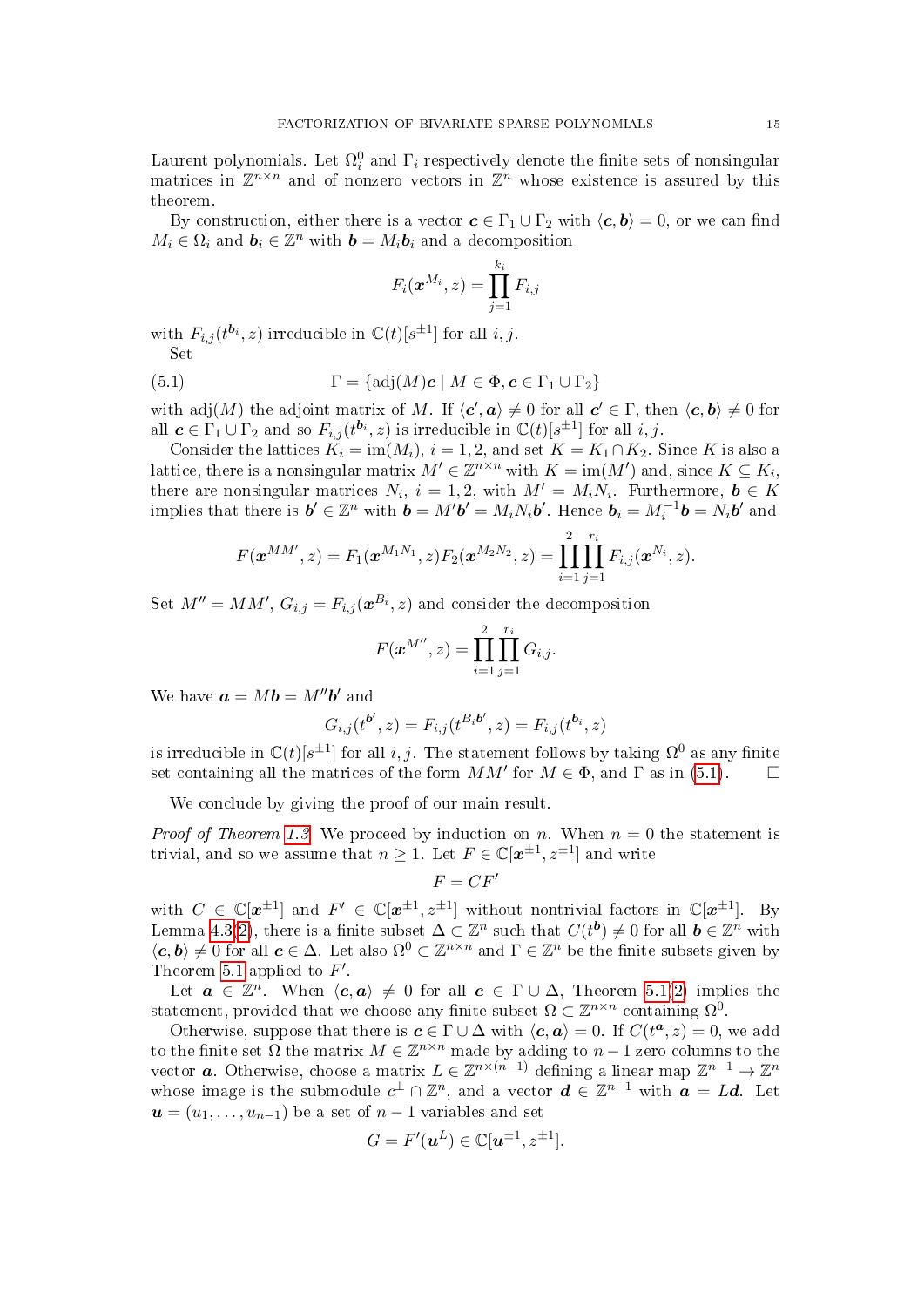Laurent polynomials. Let $\Omega_i^0$ and $\Gamma_i$ respectively denote the finite sets of nonsingular matrices in $\mathbb{Z}^{n\times n}$ and of nonzero vectors in $\mathbb{Z}^n$ whose existence is assured by this theorem.

By construction, either there is a vector $\boldsymbol{c} \in \Gamma_1 \cup \Gamma_2$ with $\langle \boldsymbol{c}, \boldsymbol{b}\rangle = 0$, or we can find $M_i \in \Omega_i$ and $\boldsymbol{b}_i \in \mathbb{Z}^n$ with $\boldsymbol{b} = M_i \boldsymbol{b}_i$ and a decomposition

$$F_i(\boldsymbol{x}^{M_i}, z) = \prod_{j=1}^{k_i} F_{i,j}$$

with $F_{i,j}(t^{\boldsymbol{b}_i}, z)$ irreducible in $\mathbb{C}(t)[s^{\pm 1}]$ for all $i, j$.

Set

$$\Gamma = \{\operatorname{adj}(M)\boldsymbol{c} \mid M \in \Phi, \boldsymbol{c} \in \Gamma_1 \cup \Gamma_2\} \tag{5.1}$$

with $\operatorname{adj}(M)$ the adjoint matrix of $M$. If $\langle \boldsymbol{c}', \boldsymbol{a}\rangle \neq 0$ for all $\boldsymbol{c}' \in \Gamma$, then $\langle \boldsymbol{c}, \boldsymbol{b}\rangle \neq 0$ for all $\boldsymbol{c} \in \Gamma_1 \cup \Gamma_2$ and so $F_{i,j}(t^{\boldsymbol{b}_i}, z)$ is irreducible in $\mathbb{C}(t)[s^{\pm 1}]$ for all $i, j$.

Consider the lattices $K_i = \operatorname{im}(M_i)$, $i = 1, 2$, and set $K = K_1 \cap K_2$. Since $K$ is also a lattice, there is a nonsingular matrix $M' \in \mathbb{Z}^{n\times n}$ with $K = \operatorname{im}(M')$ and, since $K \subseteq K_i$, there are nonsingular matrices $N_i$, $i = 1, 2$, with $M' = M_i N_i$. Furthermore, $\boldsymbol{b} \in K$ implies that there is $\boldsymbol{b}' \in \mathbb{Z}^n$ with $\boldsymbol{b} = M'\boldsymbol{b}' = M_i N_i \boldsymbol{b}'$. Hence $\boldsymbol{b}_i = M_i^{-1}\boldsymbol{b} = N_i \boldsymbol{b}'$ and

$$F(\boldsymbol{x}^{MM'}, z) = F_1(\boldsymbol{x}^{M_1 N_1}, z) F_2(\boldsymbol{x}^{M_2 N_2}, z) = \prod_{i=1}^{2}\prod_{j=1}^{r_i} F_{i,j}(\boldsymbol{x}^{N_i}, z).$$

Set $M'' = MM'$, $G_{i,j} = F_{i,j}(\boldsymbol{x}^{B_i}, z)$ and consider the decomposition

$$F(\boldsymbol{x}^{M''}, z) = \prod_{i=1}^{2}\prod_{j=1}^{r_i} G_{i,j}.$$

We have $\boldsymbol{a} = M\boldsymbol{b} = M''\boldsymbol{b}'$ and

$$G_{i,j}(t^{\boldsymbol{b}'}, z) = F_{i,j}(t^{B_i \boldsymbol{b}'}, z) = F_{i,j}(t^{\boldsymbol{b}_i}, z)$$

is irreducible in $\mathbb{C}(t)[s^{\pm 1}]$ for all $i, j$. The statement follows by taking $\Omega^0$ as any finite set containing all the matrices of the form $MM'$ for $M \in \Phi$, and $\Gamma$ as in (5.1). $\square$

We conclude by giving the proof of our main result.

*Proof of Theorem 1.3.* We proceed by induction on $n$. When $n = 0$ the statement is trivial, and so we assume that $n \geq 1$. Let $F \in \mathbb{C}[\boldsymbol{x}^{\pm 1}, z^{\pm 1}]$ and write

$$F = CF'$$

with $C \in \mathbb{C}[\boldsymbol{x}^{\pm 1}]$ and $F' \in \mathbb{C}[\boldsymbol{x}^{\pm 1}, z^{\pm 1}]$ without nontrivial factors in $\mathbb{C}[\boldsymbol{x}^{\pm 1}]$. By Lemma 4.3(2), there is a finite subset $\Delta \subset \mathbb{Z}^n$ such that $C(t^{\boldsymbol{b}}) \neq 0$ for all $\boldsymbol{b} \in \mathbb{Z}^n$ with $\langle \boldsymbol{c}, \boldsymbol{b}\rangle \neq 0$ for all $\boldsymbol{c} \in \Delta$. Let also $\Omega^0 \subset \mathbb{Z}^{n\times n}$ and $\Gamma \in \mathbb{Z}^n$ be the finite subsets given by Theorem 5.1 applied to $F'$.

Let $\boldsymbol{a} \in \mathbb{Z}^n$. When $\langle \boldsymbol{c}, \boldsymbol{a}\rangle \neq 0$ for all $\boldsymbol{c} \in \Gamma \cup \Delta$, Theorem 5.1(2) implies the statement, provided that we choose any finite subset $\Omega \subset \mathbb{Z}^{n\times n}$ containing $\Omega^0$.

Otherwise, suppose that there is $\boldsymbol{c} \in \Gamma \cup \Delta$ with $\langle \boldsymbol{c}, \boldsymbol{a}\rangle = 0$. If $C(t^{\boldsymbol{a}}, z) = 0$, we add to the finite set $\Omega$ the matrix $M \in \mathbb{Z}^{n\times n}$ made by adding to $n-1$ zero columns to the vector $\boldsymbol{a}$. Otherwise, choose a matrix $L \in \mathbb{Z}^{n\times(n-1)}$ defining a linear map $\mathbb{Z}^{n-1} \to \mathbb{Z}^n$ whose image is the submodule $c^{\perp} \cap \mathbb{Z}^n$, and a vector $\boldsymbol{d} \in \mathbb{Z}^{n-1}$ with $\boldsymbol{a} = L\boldsymbol{d}$. Let $\boldsymbol{u} = (u_1, \ldots, u_{n-1})$ be a set of $n-1$ variables and set

$$G = F'(\boldsymbol{u}^L) \in \mathbb{C}[\boldsymbol{u}^{\pm 1}, z^{\pm 1}].$$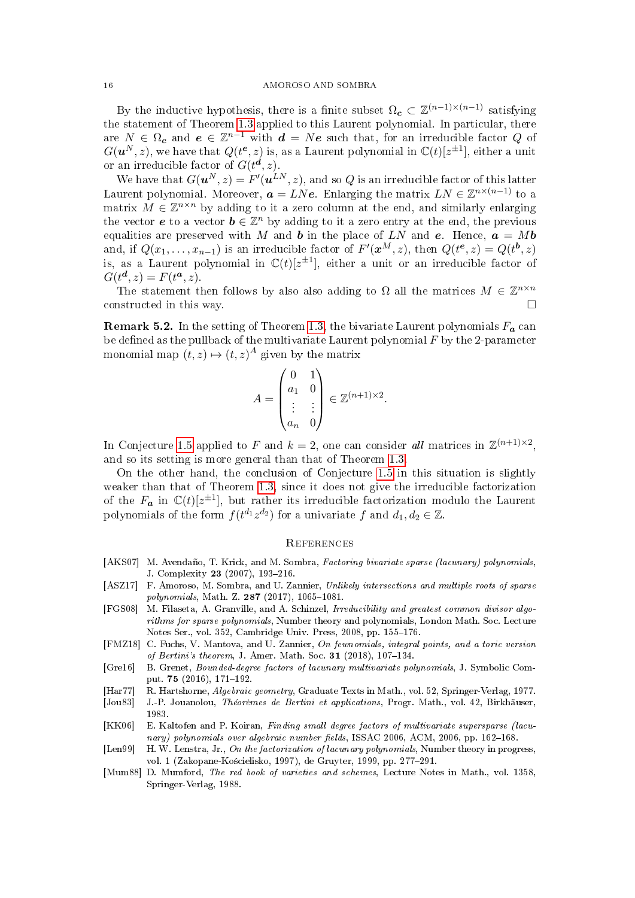By the inductive hypothesis, there is a finite subset $\Omega_{\boldsymbol{c}} \subset \mathbb{Z}^{(n-1)\times(n-1)}$ satisfying the statement of Theorem 1.3 applied to this Laurent polynomial. In particular, there are $N \in \Omega_{\boldsymbol{c}}$ and $\boldsymbol{e} \in \mathbb{Z}^{n-1}$ with $\boldsymbol{d} = N\boldsymbol{e}$ such that, for an irreducible factor $Q$ of $G(\boldsymbol{u}^N, z)$, we have that $Q(t^{\boldsymbol{e}}, z)$ is, as a Laurent polynomial in $\mathbb{C}(t)[z^{\pm 1}]$, either a unit or an irreducible factor of $G(t^{\boldsymbol{d}}, z)$.

We have that $G(\boldsymbol{u}^N, z) = F'(\boldsymbol{u}^{LN}, z)$, and so $Q$ is an irreducible factor of this latter Laurent polynomial. Moreover, $\boldsymbol{a} = LN\boldsymbol{e}$. Enlarging the matrix $LN \in \mathbb{Z}^{n\times(n-1)}$ to a matrix $M \in \mathbb{Z}^{n\times n}$ by adding to it a zero column at the end, and similarly enlarging the vector $\boldsymbol{e}$ to a vector $\boldsymbol{b} \in \mathbb{Z}^n$ by adding to it a zero entry at the end, the previous equalities are preserved with $M$ and $\boldsymbol{b}$ in the place of $LN$ and $\boldsymbol{e}$. Hence, $\boldsymbol{a} = M\boldsymbol{b}$ and, if $Q(x_1, \dots, x_{n-1})$ is an irreducible factor of $F'(\boldsymbol{x}^M, z)$, then $Q(t^{\boldsymbol{e}}, z) = Q(t^{\boldsymbol{b}}, z)$ is, as a Laurent polynomial in $\mathbb{C}(t)[z^{\pm 1}]$, either a unit or an irreducible factor of $G(t^{\boldsymbol{d}}, z) = F(t^{\boldsymbol{a}}, z)$.

The statement then follows by also also adding to $\Omega$ all the matrices $M \in \mathbb{Z}^{n\times n}$ constructed in this way. $\square$

**Remark 5.2.** In the setting of Theorem 1.3, the bivariate Laurent polynomials $F_{\boldsymbol{a}}$ can be defined as the pullback of the multivariate Laurent polynomial $F$ by the 2-parameter monomial map $(t, z) \mapsto (t, z)^A$ given by the matrix

$$A = \begin{pmatrix} 0 & 1 \\ a_1 & 0 \\ \vdots & \vdots \\ a_n & 0 \end{pmatrix} \in \mathbb{Z}^{(n+1)\times 2}.$$

In Conjecture 1.5 applied to $F$ and $k = 2$, one can consider *all* matrices in $\mathbb{Z}^{(n+1)\times 2}$, and so its setting is more general than that of Theorem 1.3.

On the other hand, the conclusion of Conjecture 1.5 in this situation is slightly weaker than that of Theorem 1.3, since it does not give the irreducible factorization of the $F_{\boldsymbol{a}}$ in $\mathbb{C}(t)[z^{\pm 1}]$, but rather its irreducible factorization modulo the Laurent polynomials of the form $f(t^{d_1} z^{d_2})$ for a univariate $f$ and $d_1, d_2 \in \mathbb{Z}$.

## References

- [AKS07] M. Avendaño, T. Krick, and M. Sombra, *Factoring bivariate sparse (lacunary) polynomials*, J. Complexity **23** (2007), 193–216.
- [ASZ17] F. Amoroso, M. Sombra, and U. Zannier, *Unlikely intersections and multiple roots of sparse polynomials*, Math. Z. **287** (2017), 1065–1081.
- [FGS08] M. Filaseta, A. Granville, and A. Schinzel, *Irreducibility and greatest common divisor algorithms for sparse polynomials*, Number theory and polynomials, London Math. Soc. Lecture Notes Ser., vol. 352, Cambridge Univ. Press, 2008, pp. 155–176.
- [FMZ18] C. Fuchs, V. Mantova, and U. Zannier, *On fewnomials, integral points, and a toric version of Bertini's theorem*, J. Amer. Math. Soc. **31** (2018), 107–134.
- [Gre16] B. Grenet, *Bounded-degree factors of lacunary multivariate polynomials*, J. Symbolic Comput. **75** (2016), 171–192.
- [Har77] R. Hartshorne, *Algebraic geometry*, Graduate Texts in Math., vol. 52, Springer-Verlag, 1977.
- [Jou83] J.-P. Jouanolou, *Théorèmes de Bertini et applications*, Progr. Math., vol. 42, Birkhäuser, 1983.
- [KK06] E. Kaltofen and P. Koiran, *Finding small degree factors of multivariate supersparse (lacunary) polynomials over algebraic number fields*, ISSAC 2006, ACM, 2006, pp. 162–168.
- [Len99] H. W. Lenstra, Jr., *On the factorization of lacunary polynomials*, Number theory in progress, vol. 1 (Zakopane-Kościelisko, 1997), de Gruyter, 1999, pp. 277–291.
- [Mum88] D. Mumford, *The red book of varieties and schemes*, Lecture Notes in Math., vol. 1358, Springer-Verlag, 1988.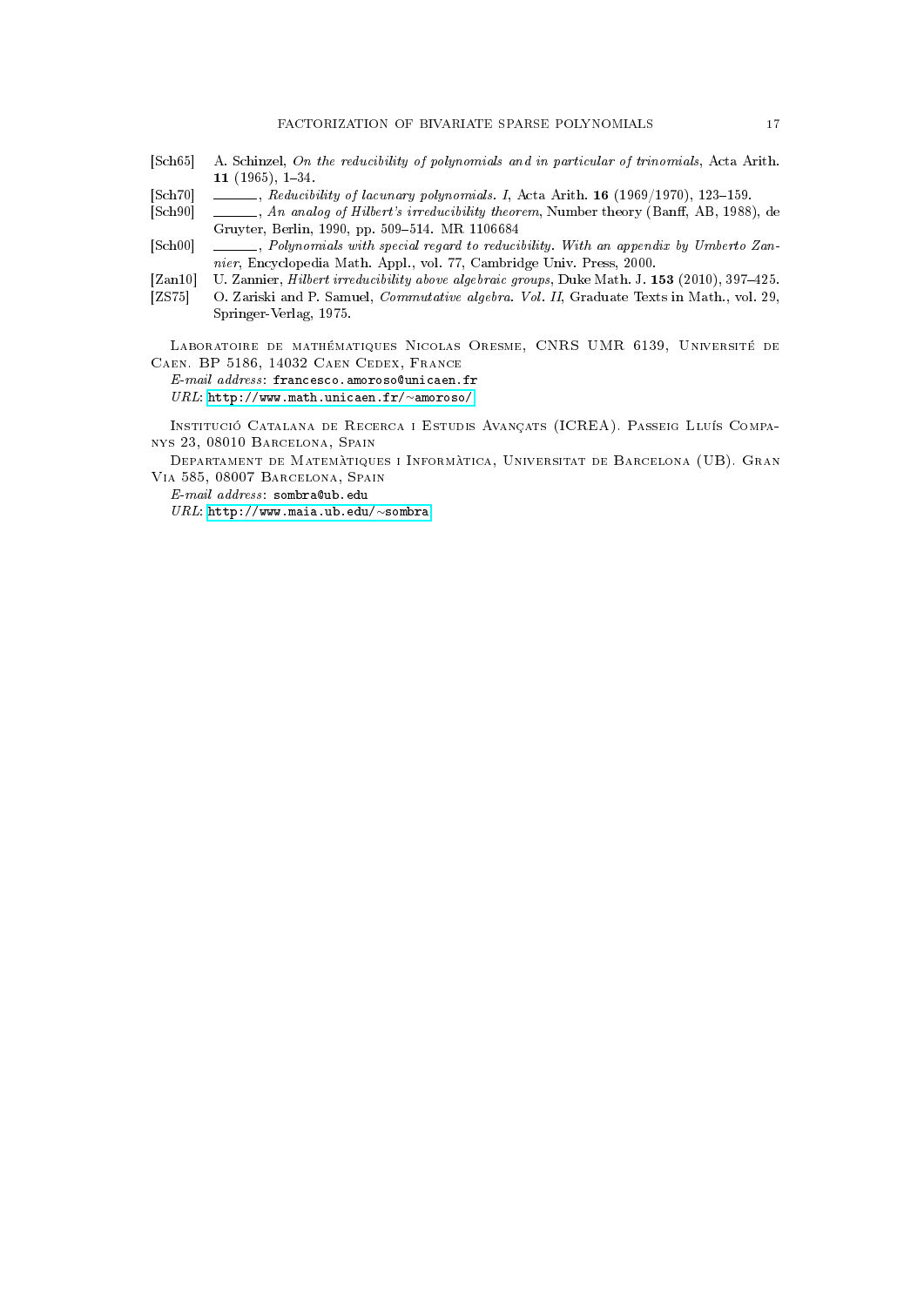- [Sch65] A. Schinzel, *On the reducibility of polynomials and in particular of trinomials*, Acta Arith. **11** (1965), 1–34.
- [Sch70] ______, *Reducibility of lacunary polynomials. I*, Acta Arith. **16** (1969/1970), 123–159.
- [Sch90] ______, *An analog of Hilbert's irreducibility theorem*, Number theory (Banff, AB, 1988), de Gruyter, Berlin, 1990, pp. 509–514. MR 1106684
- [Sch00] ______, *Polynomials with special regard to reducibility. With an appendix by Umberto Zannier*, Encyclopedia Math. Appl., vol. 77, Cambridge Univ. Press, 2000.
- [Zan10] U. Zannier, *Hilbert irreducibility above algebraic groups*, Duke Math. J. **153** (2010), 397–425.
- [ZS75] O. Zariski and P. Samuel, *Commutative algebra. Vol. II*, Graduate Texts in Math., vol. 29, Springer-Verlag, 1975.

Laboratoire de mathématiques Nicolas Oresme, CNRS UMR 6139, Université de Caen. BP 5186, 14032 Caen Cedex, France

*E-mail address*: francesco.amoroso@unicaen.fr

*URL*: http://www.math.unicaen.fr/~amoroso/

Institució Catalana de Recerca i Estudis Avançats (ICREA). Passeig Lluís Companys 23, 08010 Barcelona, Spain

Departament de Matemàtiques i Informàtica, Universitat de Barcelona (UB). Gran Via 585, 08007 Barcelona, Spain

*E-mail address*: sombra@ub.edu

*URL*: http://www.maia.ub.edu/~sombra